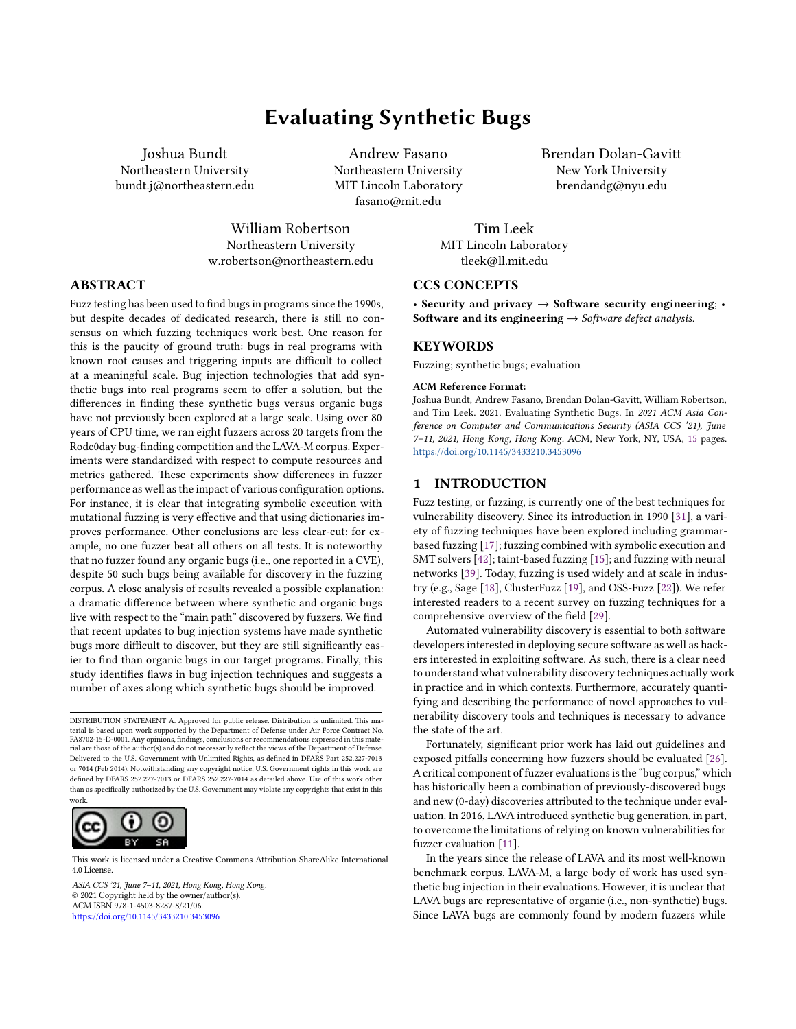# Evaluating Synthetic Bugs

Joshua Bundt
Northeastern University
bundt.j@northeastern.edu

Andrew Fasano
Northeastern University
MIT Lincoln Laboratory
fasano@mit.edu

Brendan Dolan-Gavitt
New York University
brendandg@nyu.edu

William Robertson
Northeastern University
w.robertson@northeastern.edu

Tim Leek
MIT Lincoln Laboratory
tleek@ll.mit.edu

## ABSTRACT

Fuzz testing has been used to find bugs in programs since the 1990s, but despite decades of dedicated research, there is still no consensus on which fuzzing techniques work best. One reason for this is the paucity of ground truth: bugs in real programs with known root causes and triggering inputs are difficult to collect at a meaningful scale. Bug injection technologies that add synthetic bugs into real programs seem to offer a solution, but the differences in finding these synthetic bugs versus organic bugs have not previously been explored at a large scale. Using over 80 years of CPU time, we ran eight fuzzers across 20 targets from the Rode0day bug-finding competition and the LAVA-M corpus. Experiments were standardized with respect to compute resources and metrics gathered. These experiments show differences in fuzzer performance as well as the impact of various configuration options. For instance, it is clear that integrating symbolic execution with mutational fuzzing is very effective and that using dictionaries improves performance. Other conclusions are less clear-cut; for example, no one fuzzer beat all others on all tests. It is noteworthy that no fuzzer found any organic bugs (i.e., one reported in a CVE), despite 50 such bugs being available for discovery in the fuzzing corpus. A close analysis of results revealed a possible explanation: a dramatic difference between where synthetic and organic bugs live with respect to the "main path" discovered by fuzzers. We find that recent updates to bug injection systems have made synthetic bugs more difficult to discover, but they are still significantly easier to find than organic bugs in our target programs. Finally, this study identifies flaws in bug injection techniques and suggests a number of axes along which synthetic bugs should be improved.

DISTRIBUTION STATEMENT A. Approved for public release. Distribution is unlimited. This material is based upon work supported by the Department of Defense under Air Force Contract No. FA8702-15-D-0001. Any opinions, findings, conclusions or recommendations expressed in this material are those of the author(s) and do not necessarily reflect the views of the Department of Defense. Delivered to the U.S. Government with Unlimited Rights, as defined in DFARS Part 252.227-7013 or 7014 (Feb 2014). Notwithstanding any copyright notice, U.S. Government rights in this work are defined by DFARS 252.227-7013 or DFARS 252.227-7014 as detailed above. Use of this work other than as specifically authorized by the U.S. Government may violate any copyrights that exist in this work.

This work is licensed under a Creative Commons Attribution-ShareAlike International 4.0 License.

*ASIA CCS '21, June 7–11, 2021, Hong Kong, Hong Kong.*
© 2021 Copyright held by the owner/author(s).
ACM ISBN 978-1-4503-8287-8/21/06.
https://doi.org/10.1145/3433210.3453096

## CCS CONCEPTS

• **Security and privacy** → **Software security engineering**; • **Software and its engineering** → *Software defect analysis.*

## KEYWORDS

Fuzzing; synthetic bugs; evaluation

**ACM Reference Format:**
Joshua Bundt, Andrew Fasano, Brendan Dolan-Gavitt, William Robertson, and Tim Leek. 2021. Evaluating Synthetic Bugs. In *2021 ACM Asia Conference on Computer and Communications Security (ASIA CCS '21), June 7–11, 2021, Hong Kong, Hong Kong*. ACM, New York, NY, USA, 15 pages. https://doi.org/10.1145/3433210.3453096

## 1 INTRODUCTION

Fuzz testing, or fuzzing, is currently one of the best techniques for vulnerability discovery. Since its introduction in 1990 [31], a variety of fuzzing techniques have been explored including grammar-based fuzzing [17]; fuzzing combined with symbolic execution and SMT solvers [42]; taint-based fuzzing [15]; and fuzzing with neural networks [39]. Today, fuzzing is used widely and at scale in industry (e.g., Sage [18], ClusterFuzz [19], and OSS-Fuzz [22]). We refer interested readers to a recent survey on fuzzing techniques for a comprehensive overview of the field [29].

Automated vulnerability discovery is essential to both software developers interested in deploying secure software as well as hackers interested in exploiting software. As such, there is a clear need to understand what vulnerability discovery techniques actually work in practice and in which contexts. Furthermore, accurately quantifying and describing the performance of novel approaches to vulnerability discovery tools and techniques is necessary to advance the state of the art.

Fortunately, significant prior work has laid out guidelines and exposed pitfalls concerning how fuzzers should be evaluated [26]. A critical component of fuzzer evaluations is the "bug corpus," which has historically been a combination of previously-discovered bugs and new (0-day) discoveries attributed to the technique under evaluation. In 2016, LAVA introduced synthetic bug generation, in part, to overcome the limitations of relying on known vulnerabilities for fuzzer evaluation [11].

In the years since the release of LAVA and its most well-known benchmark corpus, LAVA-M, a large body of work has used synthetic bug injection in their evaluations. However, it is unclear that LAVA bugs are representative of organic (i.e., non-synthetic) bugs. Since LAVA bugs are commonly found by modern fuzzers while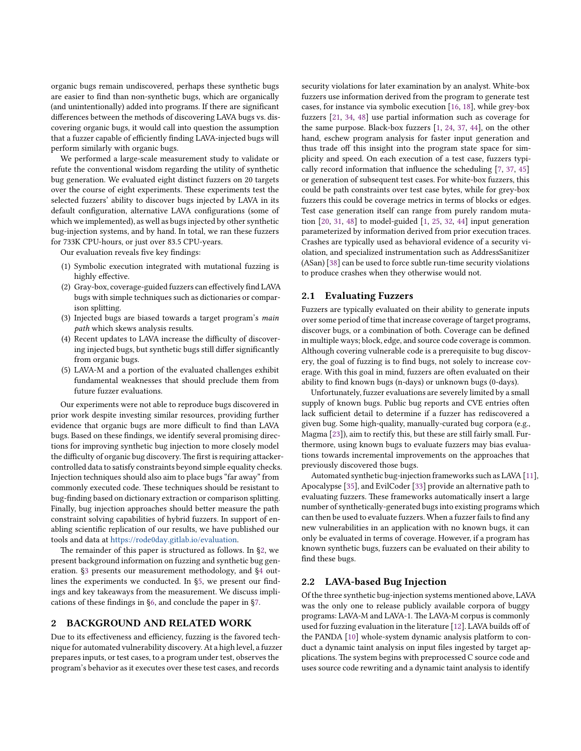organic bugs remain undiscovered, perhaps these synthetic bugs are easier to find than non-synthetic bugs, which are organically (and unintentionally) added into programs. If there are significant differences between the methods of discovering LAVA bugs vs. discovering organic bugs, it would call into question the assumption that a fuzzer capable of efficiently finding LAVA-injected bugs will perform similarly with organic bugs.

We performed a large-scale measurement study to validate or refute the conventional wisdom regarding the utility of synthetic bug generation. We evaluated eight distinct fuzzers on 20 targets over the course of eight experiments. These experiments test the selected fuzzers' ability to discover bugs injected by LAVA in its default configuration, alternative LAVA configurations (some of which we implemented), as well as bugs injected by other synthetic bug-injection systems, and by hand. In total, we ran these fuzzers for 733K CPU-hours, or just over 83.5 CPU-years.

Our evaluation reveals five key findings:

(1) Symbolic execution integrated with mutational fuzzing is highly effective.
(2) Gray-box, coverage-guided fuzzers can effectively find LAVA bugs with simple techniques such as dictionaries or comparison splitting.
(3) Injected bugs are biased towards a target program's *main path* which skews analysis results.
(4) Recent updates to LAVA increase the difficulty of discovering injected bugs, but synthetic bugs still differ significantly from organic bugs.
(5) LAVA-M and a portion of the evaluated challenges exhibit fundamental weaknesses that should preclude them from future fuzzer evaluations.

Our experiments were not able to reproduce bugs discovered in prior work despite investing similar resources, providing further evidence that organic bugs are more difficult to find than LAVA bugs. Based on these findings, we identify several promising directions for improving synthetic bug injection to more closely model the difficulty of organic bug discovery. The first is requiring attacker-controlled data to satisfy constraints beyond simple equality checks. Injection techniques should also aim to place bugs "far away" from commonly executed code. These techniques should be resistant to bug-finding based on dictionary extraction or comparison splitting. Finally, bug injection approaches should better measure the path constraint solving capabilities of hybrid fuzzers. In support of enabling scientific replication of our results, we have published our tools and data at https://rode0day.gitlab.io/evaluation.

The remainder of this paper is structured as follows. In §2, we present background information on fuzzing and synthetic bug generation. §3 presents our measurement methodology, and §4 outlines the experiments we conducted. In §5, we present our findings and key takeaways from the measurement. We discuss implications of these findings in §6, and conclude the paper in §7.

## 2 BACKGROUND AND RELATED WORK

Due to its effectiveness and efficiency, fuzzing is the favored technique for automated vulnerability discovery. At a high level, a fuzzer prepares inputs, or test cases, to a program under test, observes the program's behavior as it executes over these test cases, and records security violations for later examination by an analyst. White-box fuzzers use information derived from the program to generate test cases, for instance via symbolic execution [16, 18], while grey-box fuzzers [21, 34, 48] use partial information such as coverage for the same purpose. Black-box fuzzers [1, 24, 37, 44], on the other hand, eschew program analysis for faster input generation and thus trade off this insight into the program state space for simplicity and speed. On each execution of a test case, fuzzers typically record information that influence the scheduling [7, 37, 45] or generation of subsequent test cases. For white-box fuzzers, this could be path constraints over test case bytes, while for grey-box fuzzers this could be coverage metrics in terms of blocks or edges. Test case generation itself can range from purely random mutation [20, 31, 48] to model-guided [1, 25, 32, 44] input generation parameterized by information derived from prior execution traces. Crashes are typically used as behavioral evidence of a security violation, and specialized instrumentation such as AddressSanitizer (ASan) [38] can be used to force subtle run-time security violations to produce crashes when they otherwise would not.

### 2.1 Evaluating Fuzzers

Fuzzers are typically evaluated on their ability to generate inputs over some period of time that increase coverage of target programs, discover bugs, or a combination of both. Coverage can be defined in multiple ways; block, edge, and source code coverage is common. Although covering vulnerable code is a prerequisite to bug discovery, the goal of fuzzing is to find bugs, not solely to increase coverage. With this goal in mind, fuzzers are often evaluated on their ability to find known bugs (n-days) or unknown bugs (0-days).

Unfortunately, fuzzer evaluations are severely limited by a small supply of known bugs. Public bug reports and CVE entries often lack sufficient detail to determine if a fuzzer has rediscovered a given bug. Some high-quality, manually-curated bug corpora (e.g., Magma [23]), aim to rectify this, but these are still fairly small. Furthermore, using known bugs to evaluate fuzzers may bias evaluations towards incremental improvements on the approaches that previously discovered those bugs.

Automated synthetic bug-injection frameworks such as LAVA [11], Apocalypse [35], and EvilCoder [33] provide an alternative path to evaluating fuzzers. These frameworks automatically insert a large number of synthetically-generated bugs into existing programs which can then be used to evaluate fuzzers. When a fuzzer fails to find any new vulnerabilities in an application with no known bugs, it can only be evaluated in terms of coverage. However, if a program has known synthetic bugs, fuzzers can be evaluated on their ability to find these bugs.

### 2.2 LAVA-based Bug Injection

Of the three synthetic bug-injection systems mentioned above, LAVA was the only one to release publicly available corpora of buggy programs: LAVA-M and LAVA-1. The LAVA-M corpus is commonly used for fuzzing evaluation in the literature [12]. LAVA builds off of the PANDA [10] whole-system dynamic analysis platform to conduct a dynamic taint analysis on input files ingested by target applications. The system begins with preprocessed C source code and uses source code rewriting and a dynamic taint analysis to identify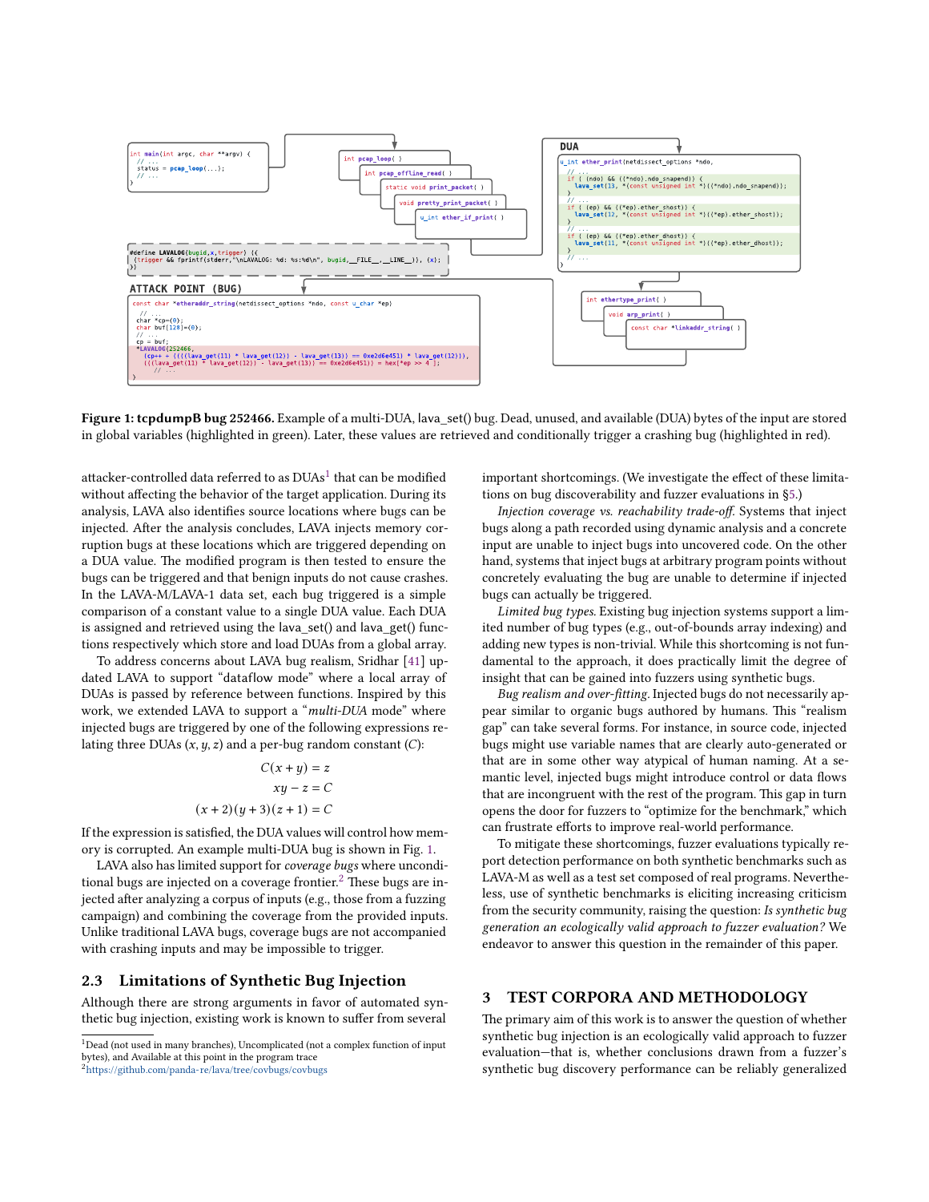```
int main(int argc, char **argv) {
  // ...
  status = pcap_loop(...);
  // ...
}
```

```
int pcap_loop( )
  int pcap_offline_read( )
    static void print_packet( )
      void pretty_print_packet( )
        u_int ether_if_print( )
```

DUA

```
u_int ether_print(netdissect_options *ndo,
  // ...
  if ( (ndo) && ((*ndo).ndo_snapend)) {
    lava_set(13, *(const unsigned int *)((*ndo).ndo_snapend));
  }
  // ...
  if ( (ep) && ((*ep).ether_shost)) {
    lava_set(12, *(const unsigned int *)((*ep).ether_shost));
  }
  // ...
  if ( (ep) && ((*ep).ether_dhost)) {
    lava_set(11, *(const unsigned int *)((*ep).ether_dhost));
  }
  // ...
}
```

```
int ethertype_print( )
  void arp_print( )
    const char *linkaddr_string( )
```

```
#define LAVALOG(bugid,x,trigger) ({
  (trigger && fprintf(stderr,"\nLAVALOG: %d: %s:%d\n", bugid,__FILE__,__LINE__)), (x);
})
```

ATTACK POINT (BUG)

```
const char *etheraddr_string(netdissect_options *ndo, const u_char *ep)
  // ...
  char *cp=(0);
  char buf[128]=(0);
  // ...
  cp = buf;
  *LAVALOG(252466,
    (cp++ + (((lava_get(11) * lava_get(12)) - lava_get(13)) == 0xe2d6e451) * lava_get(12))),
    (((lava_get(11) * lava_get(12)) - lava_get(13)) == 0xe2d6e451)) = hex[*ep >> 4 ];
    // ...
}
```

**Figure 1: tcpdumpB bug 252466.** Example of a multi-DUA, lava_set() bug. Dead, unused, and available (DUA) bytes of the input are stored in global variables (highlighted in green). Later, these values are retrieved and conditionally trigger a crashing bug (highlighted in red).

attacker-controlled data referred to as DUAs[1] that can be modified without affecting the behavior of the target application. During its analysis, LAVA also identifies source locations where bugs can be injected. After the analysis concludes, LAVA injects memory corruption bugs at these locations which are triggered depending on a DUA value. The modified program is then tested to ensure the bugs can be triggered and that benign inputs do not cause crashes. In the LAVA-M/LAVA-1 data set, each bug triggered is a simple comparison of a constant value to a single DUA value. Each DUA is assigned and retrieved using the lava_set() and lava_get() functions respectively which store and load DUAs from a global array.

To address concerns about LAVA bug realism, Sridhar [41] updated LAVA to support "dataflow mode" where a local array of DUAs is passed by reference between functions. Inspired by this work, we extended LAVA to support a "*multi-DUA* mode" where injected bugs are triggered by one of the following expressions relating three DUAs $(x, y, z)$ and a per-bug random constant $(C)$:

$$C(x + y) = z$$
$$xy - z = C$$
$$(x + 2)(y + 3)(z + 1) = C$$

If the expression is satisfied, the DUA values will control how memory is corrupted. An example multi-DUA bug is shown in Fig. 1.

LAVA also has limited support for *coverage bugs* where unconditional bugs are injected on a coverage frontier.[2] These bugs are injected after analyzing a corpus of inputs (e.g., those from a fuzzing campaign) and combining the coverage from the provided inputs. Unlike traditional LAVA bugs, coverage bugs are not accompanied with crashing inputs and may be impossible to trigger.

## 2.3 Limitations of Synthetic Bug Injection

Although there are strong arguments in favor of automated synthetic bug injection, existing work is known to suffer from several important shortcomings. (We investigate the effect of these limitations on bug discoverability and fuzzer evaluations in §5.)

*Injection coverage vs. reachability trade-off.* Systems that inject bugs along a path recorded using dynamic analysis and a concrete input are unable to inject bugs into uncovered code. On the other hand, systems that inject bugs at arbitrary program points without concretely evaluating the bug are unable to determine if injected bugs can actually be triggered.

*Limited bug types.* Existing bug injection systems support a limited number of bug types (e.g., out-of-bounds array indexing) and adding new types is non-trivial. While this shortcoming is not fundamental to the approach, it does practically limit the degree of insight that can be gained into fuzzers using synthetic bugs.

*Bug realism and over-fitting.* Injected bugs do not necessarily appear similar to organic bugs authored by humans. This "realism gap" can take several forms. For instance, in source code, injected bugs might use variable names that are clearly auto-generated or that are in some other way atypical of human naming. At a semantic level, injected bugs might introduce control or data flows that are incongruent with the rest of the program. This gap in turn opens the door for fuzzers to "optimize for the benchmark," which can frustrate efforts to improve real-world performance.

To mitigate these shortcomings, fuzzer evaluations typically report detection performance on both synthetic benchmarks such as LAVA-M as well as a test set composed of real programs. Nevertheless, use of synthetic benchmarks is eliciting increasing criticism from the security community, raising the question: *Is synthetic bug generation an ecologically valid approach to fuzzer evaluation?* We endeavor to answer this question in the remainder of this paper.

# 3 TEST CORPORA AND METHODOLOGY

The primary aim of this work is to answer the question of whether synthetic bug injection is an ecologically valid approach to fuzzer evaluation—that is, whether conclusions drawn from a fuzzer's synthetic bug discovery performance can be reliably generalized

[1] Dead (not used in many branches), Uncomplicated (not a complex function of input bytes), and Available at this point in the program trace

[2] https://github.com/panda-re/lava/tree/covbugs/covbugs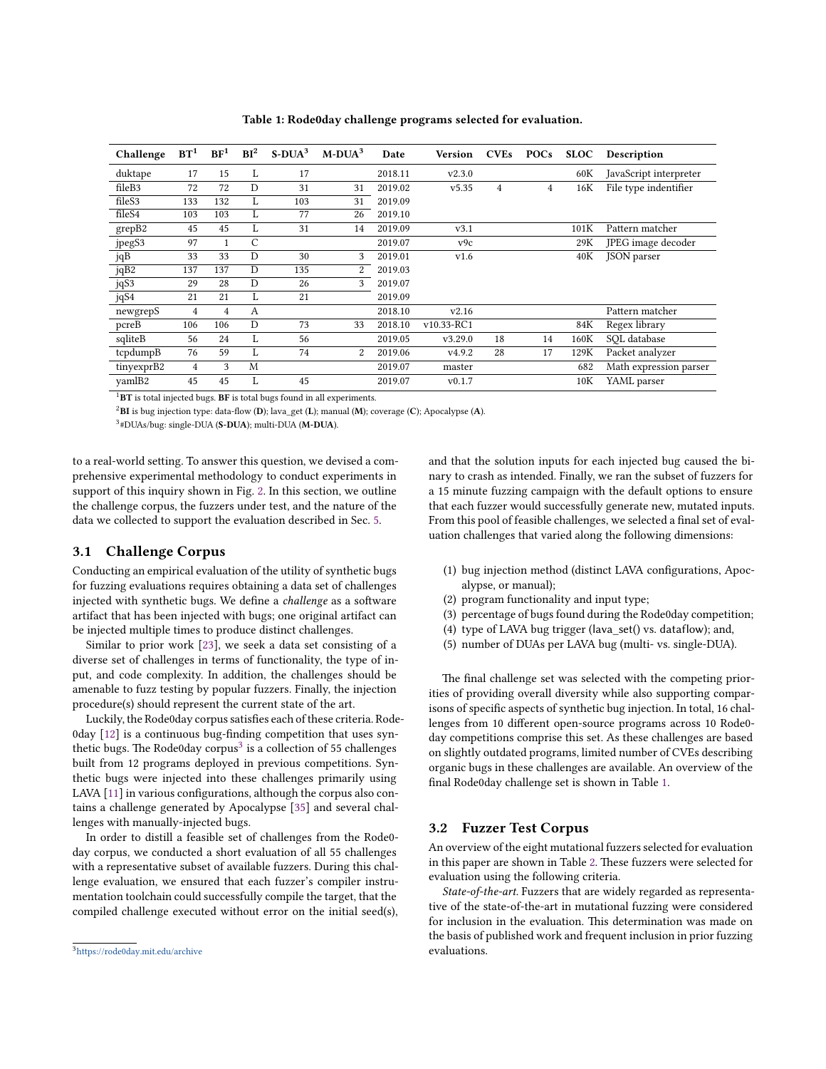**Table 1: Rode0day challenge programs selected for evaluation.**

| Challenge | BT[1] | BF[1] | BI[2] | S-DUA[3] | M-DUA[3] | Date | Version | CVEs | POCs | SLOC | Description |
|---|---|---|---|---|---|---|---|---|---|---|---|
| duktape | 17 | 15 | L | 17 | | 2018.11 | v2.3.0 | | | 60K | JavaScript interpreter |
| fileB3 | 72 | 72 | D | 31 | 31 | 2019.02 | v5.35 | 4 | 4 | 16K | File type indentifier |
| fileS3 | 133 | 132 | L | 103 | 31 | 2019.09 | | | | | |
| fileS4 | 103 | 103 | L | 77 | 26 | 2019.10 | | | | | |
| grepB2 | 45 | 45 | L | 31 | 14 | 2019.09 | v3.1 | | | 101K | Pattern matcher |
| jpegS3 | 97 | 1 | C | | | 2019.07 | v9c | | | 29K | JPEG image decoder |
| jqB | 33 | 33 | D | 30 | 3 | 2019.01 | v1.6 | | | 40K | JSON parser |
| jqB2 | 137 | 137 | D | 135 | 2 | 2019.03 | | | | | |
| jqS3 | 29 | 28 | D | 26 | 3 | 2019.07 | | | | | |
| jqS4 | 21 | 21 | L | 21 | | 2019.09 | | | | | |
| newgrepS | 4 | 4 | A | | | 2018.10 | v2.16 | | | | Pattern matcher |
| pcreB | 106 | 106 | D | 73 | 33 | 2018.10 | v10.33-RC1 | | | 84K | Regex library |
| sqliteB | 56 | 24 | L | 56 | | 2019.05 | v3.29.0 | 18 | 14 | 160K | SQL database |
| tcpdumpB | 76 | 59 | L | 74 | 2 | 2019.06 | v4.9.2 | 28 | 17 | 129K | Packet analyzer |
| tinyexprB2 | 4 | 3 | M | | | 2019.07 | master | | | 682 | Math expression parser |
| yamlB2 | 45 | 45 | L | 45 | | 2019.07 | v0.1.7 | | | 10K | YAML parser |

[1]**BT** is total injected bugs. **BF** is total bugs found in all experiments.
[2]**BI** is bug injection type: data-flow (**D**); lava_get (**L**); manual (**M**); coverage (**C**); Apocalypse (**A**).
[3]#DUAs/bug: single-DUA (**S-DUA**); multi-DUA (**M-DUA**).

to a real-world setting. To answer this question, we devised a comprehensive experimental methodology to conduct experiments in support of this inquiry shown in Fig. 2. In this section, we outline the challenge corpus, the fuzzers under test, and the nature of the data we collected to support the evaluation described in Sec. 5.

## 3.1 Challenge Corpus

Conducting an empirical evaluation of the utility of synthetic bugs for fuzzing evaluations requires obtaining a data set of challenges injected with synthetic bugs. We define a *challenge* as a software artifact that has been injected with bugs; one original artifact can be injected multiple times to produce distinct challenges.

Similar to prior work [23], we seek a data set consisting of a diverse set of challenges in terms of functionality, the type of input, and code complexity. In addition, the challenges should be amenable to fuzz testing by popular fuzzers. Finally, the injection procedure(s) should represent the current state of the art.

Luckily, the Rode0day corpus satisfies each of these criteria. Rode0day [12] is a continuous bug-finding competition that uses synthetic bugs. The Rode0day corpus[3] is a collection of 55 challenges built from 12 programs deployed in previous competitions. Synthetic bugs were injected into these challenges primarily using LAVA [11] in various configurations, although the corpus also contains a challenge generated by Apocalypse [35] and several challenges with manually-injected bugs.

In order to distill a feasible set of challenges from the Rode0day corpus, we conducted a short evaluation of all 55 challenges with a representative subset of available fuzzers. During this challenge evaluation, we ensured that each fuzzer's compiler instrumentation toolchain could successfully compile the target, that the compiled challenge executed without error on the initial seed(s), and that the solution inputs for each injected bug caused the binary to crash as intended. Finally, we ran the subset of fuzzers for a 15 minute fuzzing campaign with the default options to ensure that each fuzzer would successfully generate new, mutated inputs. From this pool of feasible challenges, we selected a final set of evaluation challenges that varied along the following dimensions:

1. bug injection method (distinct LAVA configurations, Apocalypse, or manual);
2. program functionality and input type;
3. percentage of bugs found during the Rode0day competition;
4. type of LAVA bug trigger (lava_set() vs. dataflow); and,
5. number of DUAs per LAVA bug (multi- vs. single-DUA).

The final challenge set was selected with the competing priorities of providing overall diversity while also supporting comparisons of specific aspects of synthetic bug injection. In total, 16 challenges from 10 different open-source programs across 10 Rode0day competitions comprise this set. As these challenges are based on slightly outdated programs, limited number of CVEs describing organic bugs in these challenges are available. An overview of the final Rode0day challenge set is shown in Table 1.

## 3.2 Fuzzer Test Corpus

An overview of the eight mutational fuzzers selected for evaluation in this paper are shown in Table 2. These fuzzers were selected for evaluation using the following criteria.

*State-of-the-art.* Fuzzers that are widely regarded as representative of the state-of-the-art in mutational fuzzing were considered for inclusion in the evaluation. This determination was made on the basis of published work and frequent inclusion in prior fuzzing evaluations.

[3]https://rode0day.mit.edu/archive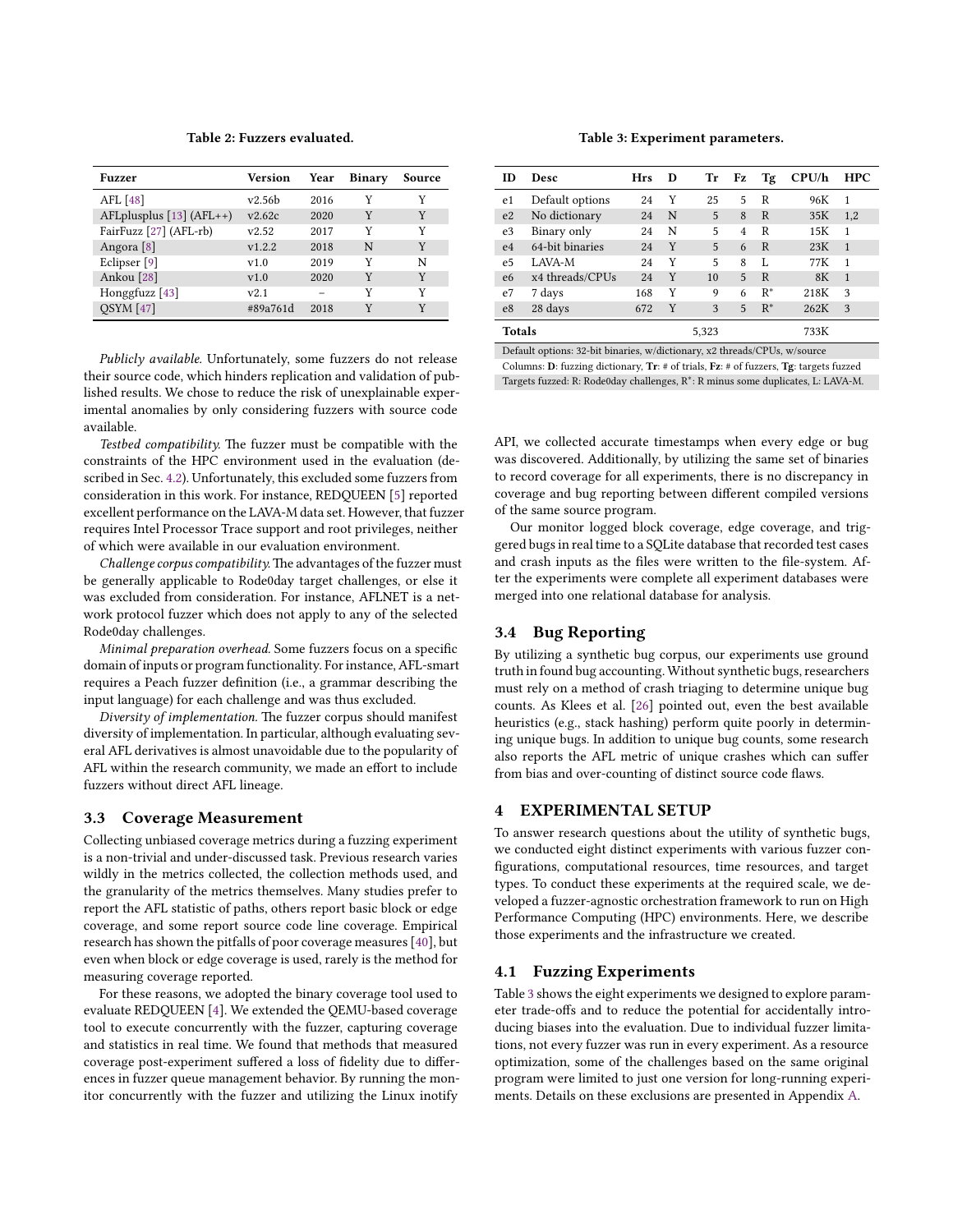**Table 2: Fuzzers evaluated.**

| Fuzzer | Version | Year | Binary | Source |
|---|---|---|---|---|
| AFL [48] | v2.56b | 2016 | Y | Y |
| AFLplusplus [13] (AFL++) | v2.62c | 2020 | Y | Y |
| FairFuzz [27] (AFL-rb) | v2.52 | 2017 | Y | Y |
| Angora [8] | v1.2.2 | 2018 | N | Y |
| Eclipser [9] | v1.0 | 2019 | Y | N |
| Ankou [28] | v1.0 | 2020 | Y | Y |
| Honggfuzz [43] | v2.1 | – | Y | Y |
| QSYM [47] | #89a761d | 2018 | Y | Y |

*Publicly available.* Unfortunately, some fuzzers do not release their source code, which hinders replication and validation of published results. We chose to reduce the risk of unexplainable experimental anomalies by only considering fuzzers with source code available.

*Testbed compatibility.* The fuzzer must be compatible with the constraints of the HPC environment used in the evaluation (described in Sec. 4.2). Unfortunately, this excluded some fuzzers from consideration in this work. For instance, REDQUEEN [5] reported excellent performance on the LAVA-M data set. However, that fuzzer requires Intel Processor Trace support and root privileges, neither of which were available in our evaluation environment.

*Challenge corpus compatibility.* The advantages of the fuzzer must be generally applicable to Rode0day target challenges, or else it was excluded from consideration. For instance, AFLNET is a network protocol fuzzer which does not apply to any of the selected Rode0day challenges.

*Minimal preparation overhead.* Some fuzzers focus on a specific domain of inputs or program functionality. For instance, AFL-smart requires a Peach fuzzer definition (i.e., a grammar describing the input language) for each challenge and was thus excluded.

*Diversity of implementation.* The fuzzer corpus should manifest diversity of implementation. In particular, although evaluating several AFL derivatives is almost unavoidable due to the popularity of AFL within the research community, we made an effort to include fuzzers without direct AFL lineage.

### 3.3 Coverage Measurement

Collecting unbiased coverage metrics during a fuzzing experiment is a non-trivial and under-discussed task. Previous research varies wildly in the metrics collected, the collection methods used, and the granularity of the metrics themselves. Many studies prefer to report the AFL statistic of paths, others report basic block or edge coverage, and some report source code line coverage. Empirical research has shown the pitfalls of poor coverage measures [40], but even when block or edge coverage is used, rarely is the method for measuring coverage reported.

For these reasons, we adopted the binary coverage tool used to evaluate REDQUEEN [4]. We extended the QEMU-based coverage tool to execute concurrently with the fuzzer, capturing coverage and statistics in real time. We found that methods that measured coverage post-experiment suffered a loss of fidelity due to differences in fuzzer queue management behavior. By running the monitor concurrently with the fuzzer and utilizing the Linux inotify API, we collected accurate timestamps when every edge or bug was discovered. Additionally, by utilizing the same set of binaries to record coverage for all experiments, there is no discrepancy in coverage and bug reporting between different compiled versions of the same source program.

Our monitor logged block coverage, edge coverage, and triggered bugs in real time to a SQLite database that recorded test cases and crash inputs as the files were written to the file-system. After the experiments were complete all experiment databases were merged into one relational database for analysis.

**Table 3: Experiment parameters.**

| ID | Desc | Hrs | D | Tr | Fz | Tg | CPU/h | HPC |
|---|---|---|---|---|---|---|---|---|
| e1 | Default options | 24 | Y | 25 | 5 | R | 96K | 1 |
| e2 | No dictionary | 24 | N | 5 | 8 | R | 35K | 1,2 |
| e3 | Binary only | 24 | N | 5 | 4 | R | 15K | 1 |
| e4 | 64-bit binaries | 24 | Y | 5 | 6 | R | 23K | 1 |
| e5 | LAVA-M | 24 | Y | 5 | 8 | L | 77K | 1 |
| e6 | x4 threads/CPUs | 24 | Y | 10 | 5 | R | 8K | 1 |
| e7 | 7 days | 168 | Y | 9 | 6 | R* | 218K | 3 |
| e8 | 28 days | 672 | Y | 3 | 5 | R* | 262K | 3 |
| **Totals** | | | | 5,323 | | | 733K | |

Default options: 32-bit binaries, w/dictionary, x2 threads/CPUs, w/source
Columns: **D**: fuzzing dictionary, **Tr**: # of trials, **Fz**: # of fuzzers, **Tg**: targets fuzzed
Targets fuzzed: R: Rode0day challenges, R*: R minus some duplicates, L: LAVA-M.

### 3.4 Bug Reporting

By utilizing a synthetic bug corpus, our experiments use ground truth in found bug accounting. Without synthetic bugs, researchers must rely on a method of crash triaging to determine unique bug counts. As Klees et al. [26] pointed out, even the best available heuristics (e.g., stack hashing) perform quite poorly in determining unique bugs. In addition to unique bug counts, some research also reports the AFL metric of unique crashes which can suffer from bias and over-counting of distinct source code flaws.

## 4 EXPERIMENTAL SETUP

To answer research questions about the utility of synthetic bugs, we conducted eight distinct experiments with various fuzzer configurations, computational resources, time resources, and target types. To conduct these experiments at the required scale, we developed a fuzzer-agnostic orchestration framework to run on High Performance Computing (HPC) environments. Here, we describe those experiments and the infrastructure we created.

### 4.1 Fuzzing Experiments

Table 3 shows the eight experiments we designed to explore parameter trade-offs and to reduce the potential for accidentally introducing biases into the evaluation. Due to individual fuzzer limitations, not every fuzzer was run in every experiment. As a resource optimization, some of the challenges based on the same original program were limited to just one version for long-running experiments. Details on these exclusions are presented in Appendix A.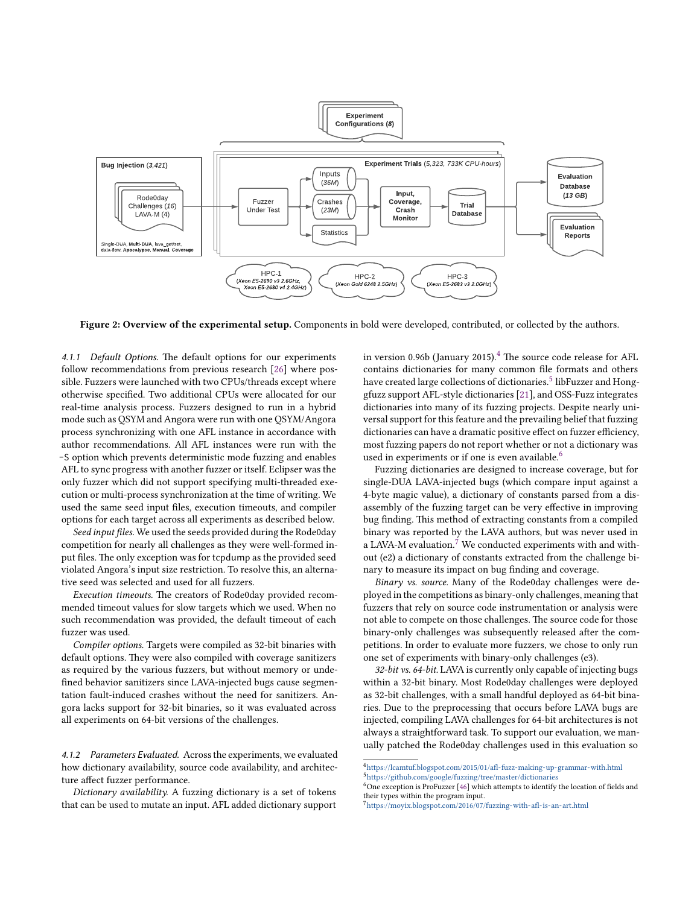Experiment Configurations (8)

Bug Injection (3,421)

Rode0day Challenges (16) LAVA-M (4)

Single-DUA, Multi-DUA, lava_get/set, data-flow, Apocalypse, Manual, Coverage

Experiment Trials (5,323, 733K CPU-hours)

Fuzzer Under Test

Inputs (36M)

Crashes (23M)

Statistics

Input, Coverage, Crash Monitor

Trial Database

Evaluation Database (13 GB)

Evaluation Reports

HPC-1 (Xeon E5-2690 v3 2.6GHz, Xeon E5-2680 v4 2.4GHz)

HPC-2 (Xeon Gold 6248 2.5GHz)

HPC-3 (Xeon E5-2683 v3 2.0GHz)

**Figure 2: Overview of the experimental setup.** Components in bold were developed, contributed, or collected by the authors.

#### 4.1.1 *Default Options.*

The default options for our experiments follow recommendations from previous research [26] where possible. Fuzzers were launched with two CPUs/threads except where otherwise specified. Two additional CPUs were allocated for our real-time analysis process. Fuzzers designed to run in a hybrid mode such as QSYM and Angora were run with one QSYM/Angora process synchronizing with one AFL instance in accordance with author recommendations. All AFL instances were run with the -S option which prevents deterministic mode fuzzing and enables AFL to sync progress with another fuzzer or itself. Eclipser was the only fuzzer which did not support specifying multi-threaded execution or multi-process synchronization at the time of writing. We used the same seed input files, execution timeouts, and compiler options for each target across all experiments as described below.

*Seed input files.* We used the seeds provided during the Rode0day competition for nearly all challenges as they were well-formed input files. The only exception was for tcpdump as the provided seed violated Angora's input size restriction. To resolve this, an alternative seed was selected and used for all fuzzers.

*Execution timeouts.* The creators of Rode0day provided recommended timeout values for slow targets which we used. When no such recommendation was provided, the default timeout of each fuzzer was used.

*Compiler options.* Targets were compiled as 32-bit binaries with default options. They were also compiled with coverage sanitizers as required by the various fuzzers, but without memory or undefined behavior sanitizers since LAVA-injected bugs cause segmentation fault-induced crashes without the need for sanitizers. Angora lacks support for 32-bit binaries, so it was evaluated across all experiments on 64-bit versions of the challenges.

#### 4.1.2 *Parameters Evaluated.*

Across the experiments, we evaluated how dictionary availability, source code availability, and architecture affect fuzzer performance.

*Dictionary availability.* A fuzzing dictionary is a set of tokens that can be used to mutate an input. AFL added dictionary support in version 0.96b (January 2015).[4] The source code release for AFL contains dictionaries for many common file formats and others have created large collections of dictionaries.[5] libFuzzer and Honggfuzz support AFL-style dictionaries [21], and OSS-Fuzz integrates dictionaries into many of its fuzzing projects. Despite nearly universal support for this feature and the prevailing belief that fuzzing dictionaries can have a dramatic positive effect on fuzzer efficiency, most fuzzing papers do not report whether or not a dictionary was used in experiments or if one is even available.[6]

Fuzzing dictionaries are designed to increase coverage, but for single-DUA LAVA-injected bugs (which compare input against a 4-byte magic value), a dictionary of constants parsed from a disassembly of the fuzzing target can be very effective in improving bug finding. This method of extracting constants from a compiled binary was reported by the LAVA authors, but was never used in a LAVA-M evaluation.[7] We conducted experiments with and without (e2) a dictionary of constants extracted from the challenge binary to measure its impact on bug finding and coverage.

*Binary vs. source.* Many of the Rode0day challenges were deployed in the competitions as binary-only challenges, meaning that fuzzers that rely on source code instrumentation or analysis were not able to compete on those challenges. The source code for those binary-only challenges was subsequently released after the competitions. In order to evaluate more fuzzers, we chose to only run one set of experiments with binary-only challenges (e3).

*32-bit vs. 64-bit.* LAVA is currently only capable of injecting bugs within a 32-bit binary. Most Rode0day challenges were deployed as 32-bit challenges, with a small handful deployed as 64-bit binaries. Due to the preprocessing that occurs before LAVA bugs are injected, compiling LAVA challenges for 64-bit architectures is not always a straightforward task. To support our evaluation, we manually patched the Rode0day challenges used in this evaluation so

---

[4] https://lcamtuf.blogspot.com/2015/01/afl-fuzz-making-up-grammar-with.html

[5] https://github.com/google/fuzzing/tree/master/dictionaries

[6] One exception is ProFuzzer [46] which attempts to identify the location of fields and their types within the program input.

[7] https://moyix.blogspot.com/2016/07/fuzzing-with-afl-is-an-art.html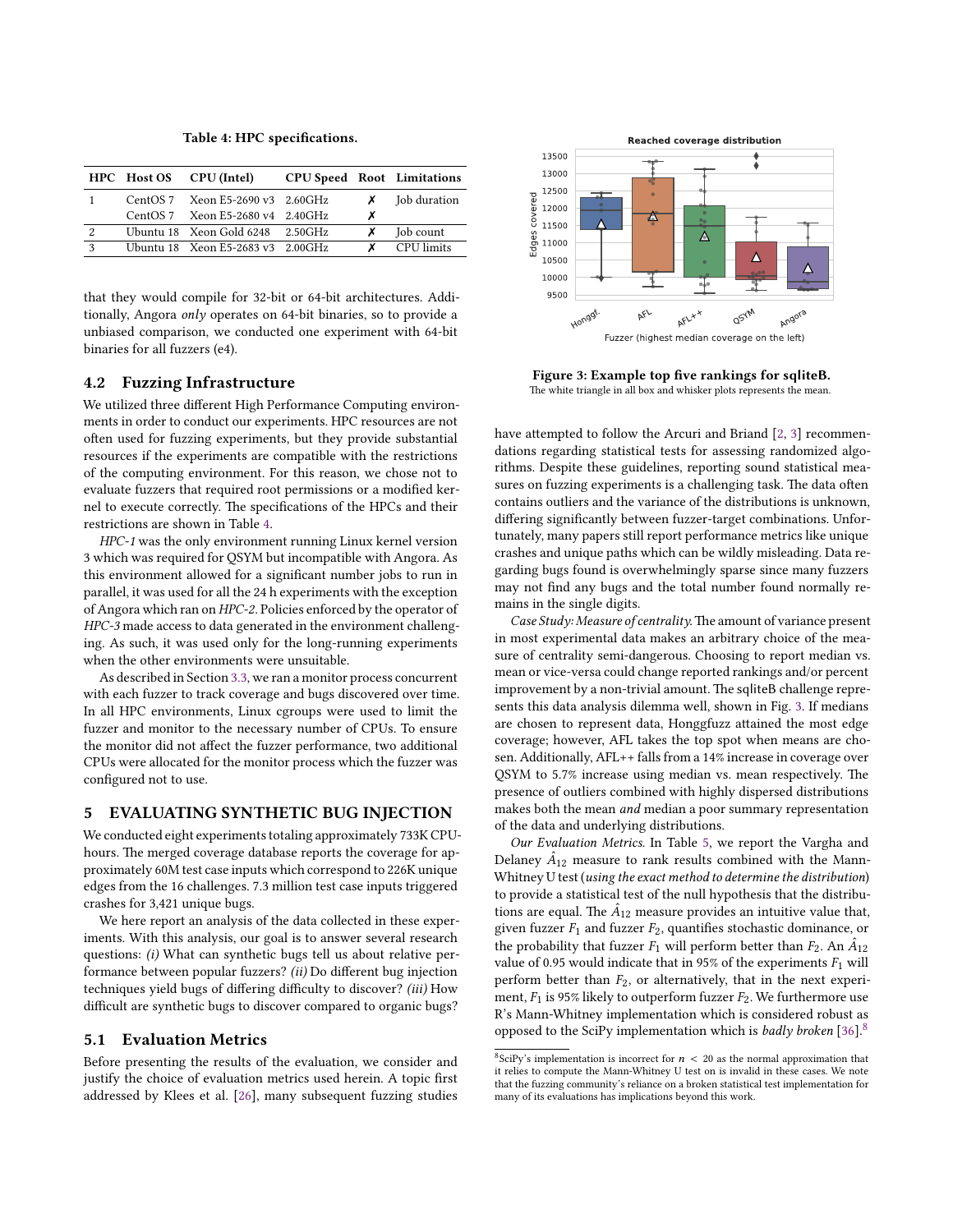Table 4: HPC specifications.

| HPC | Host OS | CPU (Intel) | CPU Speed | Root | Limitations |
|---|---|---|---|---|---|
| 1 | CentOS 7 | Xeon E5-2690 v3 | 2.60GHz | ✗ | Job duration |
| | CentOS 7 | Xeon E5-2680 v4 | 2.40GHz | ✗ | |
| 2 | Ubuntu 18 | Xeon Gold 6248 | 2.50GHz | ✗ | Job count |
| 3 | Ubuntu 18 | Xeon E5-2683 v3 | 2.00GHz | ✗ | CPU limits |

that they would compile for 32-bit or 64-bit architectures. Additionally, Angora *only* operates on 64-bit binaries, so to provide a unbiased comparison, we conducted one experiment with 64-bit binaries for all fuzzers (e4).

## 4.2 Fuzzing Infrastructure

We utilized three different High Performance Computing environments in order to conduct our experiments. HPC resources are not often used for fuzzing experiments, but they provide substantial resources if the experiments are compatible with the restrictions of the computing environment. For this reason, we chose not to evaluate fuzzers that required root permissions or a modified kernel to execute correctly. The specifications of the HPCs and their restrictions are shown in Table 4.

*HPC-1* was the only environment running Linux kernel version 3 which was required for QSYM but incompatible with Angora. As this environment allowed for a significant number jobs to run in parallel, it was used for all the 24 h experiments with the exception of Angora which ran on *HPC-2*. Policies enforced by the operator of *HPC-3* made access to data generated in the environment challenging. As such, it was used only for the long-running experiments when the other environments were unsuitable.

As described in Section 3.3, we ran a monitor process concurrent with each fuzzer to track coverage and bugs discovered over time. In all HPC environments, Linux cgroups were used to limit the fuzzer and monitor to the necessary number of CPUs. To ensure the monitor did not affect the fuzzer performance, two additional CPUs were allocated for the monitor process which the fuzzer was configured not to use.

# 5 EVALUATING SYNTHETIC BUG INJECTION

We conducted eight experiments totaling approximately 733K CPU-hours. The merged coverage database reports the coverage for approximately 60M test case inputs which correspond to 226K unique edges from the 16 challenges. 7.3 million test case inputs triggered crashes for 3,421 unique bugs.

We here report an analysis of the data collected in these experiments. With this analysis, our goal is to answer several research questions: *(i)* What can synthetic bugs tell us about relative performance between popular fuzzers? *(ii)* Do different bug injection techniques yield bugs of differing difficulty to discover? *(iii)* How difficult are synthetic bugs to discover compared to organic bugs?

## 5.1 Evaluation Metrics

Before presenting the results of the evaluation, we consider and justify the choice of evaluation metrics used herein. A topic first addressed by Klees et al. [26], many subsequent fuzzing studies

Reached coverage distribution

Edges covered

13500
13000
12500
12000
11500
11000
10500
10000
9500

Honggf. AFL AFL++ QSYM Angora

Fuzzer (highest median coverage on the left)

**Figure 3: Example top five rankings for sqliteB.**
The white triangle in all box and whisker plots represents the mean.

have attempted to follow the Arcuri and Briand [2, 3] recommendations regarding statistical tests for assessing randomized algorithms. Despite these guidelines, reporting sound statistical measures on fuzzing experiments is a challenging task. The data often contains outliers and the variance of the distributions is unknown, differing significantly between fuzzer-target combinations. Unfortunately, many papers still report performance metrics like unique crashes and unique paths which can be wildly misleading. Data regarding bugs found is overwhelmingly sparse since many fuzzers may not find any bugs and the total number found normally remains in the single digits.

*Case Study: Measure of centrality.* The amount of variance present in most experimental data makes an arbitrary choice of the measure of centrality semi-dangerous. Choosing to report median vs. mean or vice-versa could change reported rankings and/or percent improvement by a non-trivial amount. The sqliteB challenge represents this data analysis dilemma well, shown in Fig. 3. If medians are chosen to represent data, Honggfuzz attained the most edge coverage; however, AFL takes the top spot when means are chosen. Additionally, AFL++ falls from a 14% increase in coverage over QSYM to 5.7% increase using median vs. mean respectively. The presence of outliers combined with highly dispersed distributions makes both the mean *and* median a poor summary representation of the data and underlying distributions.

*Our Evaluation Metrics.* In Table 5, we report the Vargha and Delaney $\hat{A}_{12}$ measure to rank results combined with the Mann-Whitney U test (*using the exact method to determine the distribution*) to provide a statistical test of the null hypothesis that the distributions are equal. The $\hat{A}_{12}$ measure provides an intuitive value that, given fuzzer $F_1$ and fuzzer $F_2$, quantifies stochastic dominance, or the probability that fuzzer $F_1$ will perform better than $F_2$. An $\hat{A}_{12}$ value of 0.95 would indicate that in 95% of the experiments $F_1$ will perform better than $F_2$, or alternatively, that in the next experiment, $F_1$ is 95% likely to outperform fuzzer $F_2$. We furthermore use R's Mann-Whitney implementation which is considered robust as opposed to the SciPy implementation which is *badly broken* [36].[8]

[8] SciPy's implementation is incorrect for $n < 20$ as the normal approximation that it relies to compute the Mann-Whitney U test on is invalid in these cases. We note that the fuzzing community's reliance on a broken statistical test implementation for many of its evaluations has implications beyond this work.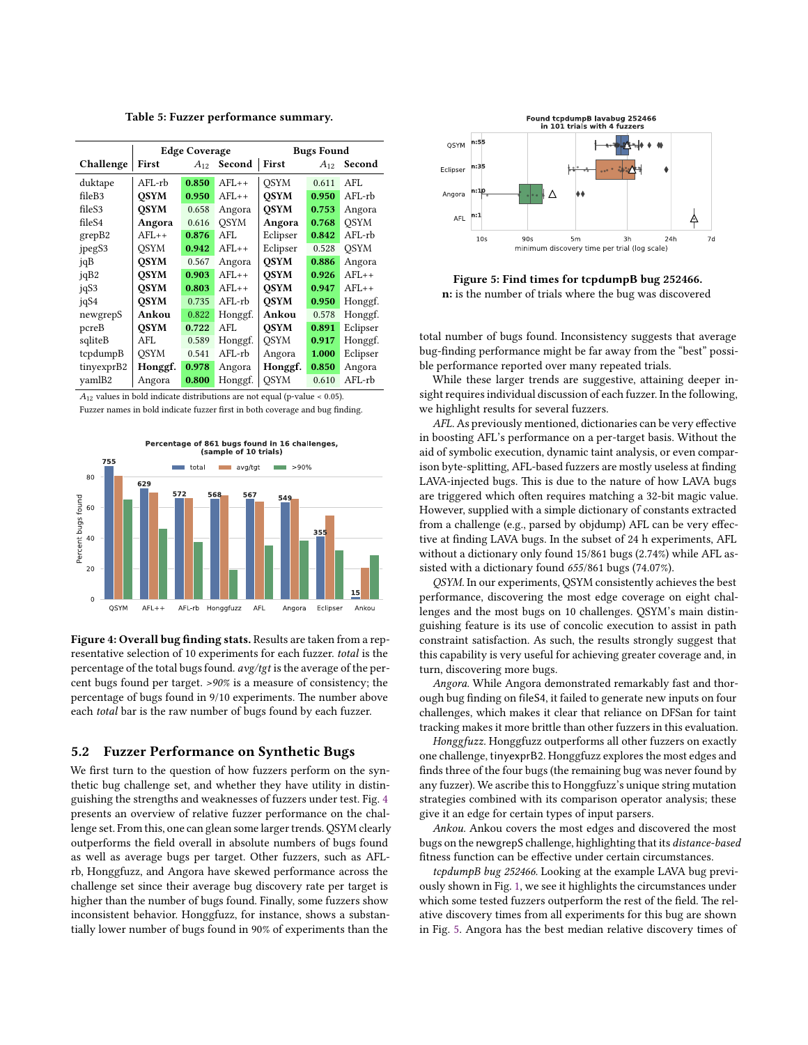**Table 5: Fuzzer performance summary.**

| Challenge | Edge Coverage | | | Bugs Found | | |
|---|---|---|---|---|---|---|
| | First | $A_{12}$ | Second | First | $A_{12}$ | Second |
| duktape | AFL-rb | **0.850** | AFL++ | QSYM | 0.611 | AFL |
| fileB3 | **QSYM** | **0.950** | AFL++ | **QSYM** | **0.950** | AFL-rb |
| fileS3 | **QSYM** | 0.658 | Angora | **QSYM** | **0.753** | Angora |
| fileS4 | **Angora** | 0.616 | QSYM | **Angora** | **0.768** | QSYM |
| grepB2 | AFL++ | **0.876** | AFL | Eclipser | **0.842** | AFL-rb |
| jpegS3 | QSYM | **0.942** | AFL++ | Eclipser | 0.528 | QSYM |
| jqB | **QSYM** | 0.567 | Angora | **QSYM** | **0.886** | Angora |
| jqB2 | **QSYM** | **0.903** | AFL++ | **QSYM** | **0.926** | AFL++ |
| jqS3 | **QSYM** | **0.803** | AFL++ | **QSYM** | **0.947** | AFL++ |
| jqS4 | **QSYM** | 0.735 | AFL-rb | **QSYM** | **0.950** | Honggf. |
| newgrepS | **Ankou** | 0.822 | Honggf. | **Ankou** | 0.578 | Honggf. |
| pcreB | **QSYM** | **0.722** | AFL | **QSYM** | **0.891** | Eclipser |
| sqliteB | AFL | 0.589 | Honggf. | QSYM | **0.917** | Honggf. |
| tcpdumpB | QSYM | 0.541 | AFL-rb | Angora | **1.000** | Eclipser |
| tinyexprB2 | **Honggf.** | **0.978** | Angora | **Honggf.** | **0.850** | Angora |
| yamlB2 | Angora | **0.800** | Honggf. | QSYM | 0.610 | AFL-rb |

$A_{12}$ values in bold indicate distributions are not equal (p-value < 0.05).
Fuzzer names in bold indicate fuzzer first in both coverage and bug finding.

Percentage of 861 bugs found in 16 challenges, (sample of 10 trials)

total avg/tgt >90%

755 629 572 568 567 549 355 15

Percent bugs found

0 20 40 60 80

QSYM AFL++ AFL-rb Honggfuzz AFL Angora Eclipser Ankou

**Figure 4: Overall bug finding stats.** Results are taken from a representative selection of 10 experiments for each fuzzer. *total* is the percentage of the total bugs found. *avg/tgt* is the average of the percent bugs found per target. *>90%* is a measure of consistency; the percentage of bugs found in 9/10 experiments. The number above each *total* bar is the raw number of bugs found by each fuzzer.

## 5.2 Fuzzer Performance on Synthetic Bugs

We first turn to the question of how fuzzers perform on the synthetic bug challenge set, and whether they have utility in distinguishing the strengths and weaknesses of fuzzers under test. Fig. 4 presents an overview of relative fuzzer performance on the challenge set. From this, one can glean some larger trends. QSYM clearly outperforms the field overall in absolute numbers of bugs found as well as average bugs per target. Other fuzzers, such as AFL-rb, Honggfuzz, and Angora have skewed performance across the challenge set since their average bug discovery rate per target is higher than the number of bugs found. Finally, some fuzzers show inconsistent behavior. Honggfuzz, for instance, shows a substantially lower number of bugs found in 90% of experiments than the

Found tcpdumpB lavabug 252466 in 101 trials with 4 fuzzers

QSYM n:55
Eclipser n:35
Angora n:10
AFL n:1

10s 90s 5m 3h 24h 7d

minimum discovery time per trial (log scale)

**Figure 5: Find times for tcpdumpB bug 252466.**
**n:** is the number of trials where the bug was discovered

total number of bugs found. Inconsistency suggests that average bug-finding performance might be far away from the "best" possible performance reported over many repeated trials.

While these larger trends are suggestive, attaining deeper insight requires individual discussion of each fuzzer. In the following, we highlight results for several fuzzers.

*AFL.* As previously mentioned, dictionaries can be very effective in boosting AFL's performance on a per-target basis. Without the aid of symbolic execution, dynamic taint analysis, or even comparison byte-splitting, AFL-based fuzzers are mostly useless at finding LAVA-injected bugs. This is due to the nature of how LAVA bugs are triggered which often requires matching a 32-bit magic value. However, supplied with a simple dictionary of constants extracted from a challenge (e.g., parsed by objdump) AFL can be very effective at finding LAVA bugs. In the subset of 24 h experiments, AFL without a dictionary only found 15/861 bugs (2.74%) while AFL assisted with a dictionary found *655*/861 bugs (74.07%).

*QSYM.* In our experiments, QSYM consistently achieves the best performance, discovering the most edge coverage on eight challenges and the most bugs on 10 challenges. QSYM's main distinguishing feature is its use of concolic execution to assist in path constraint satisfaction. As such, the results strongly suggest that this capability is very useful for achieving greater coverage and, in turn, discovering more bugs.

*Angora.* While Angora demonstrated remarkably fast and thorough bug finding on fileS4, it failed to generate new inputs on four challenges, which makes it clear that reliance on DFSan for taint tracking makes it more brittle than other fuzzers in this evaluation.

*Honggfuzz.* Honggfuzz outperforms all other fuzzers on exactly one challenge, tinyexprB2. Honggfuzz explores the most edges and finds three of the four bugs (the remaining bug was never found by any fuzzer). We ascribe this to Honggfuzz's unique string mutation strategies combined with its comparison operator analysis; these give it an edge for certain types of input parsers.

*Ankou.* Ankou covers the most edges and discovered the most bugs on the newgrepS challenge, highlighting that its *distance-based* fitness function can be effective under certain circumstances.

*tcpdumpB bug 252466.* Looking at the example LAVA bug previously shown in Fig. 1, we see it highlights the circumstances under which some tested fuzzers outperform the rest of the field. The relative discovery times from all experiments for this bug are shown in Fig. 5. Angora has the best median relative discovery times of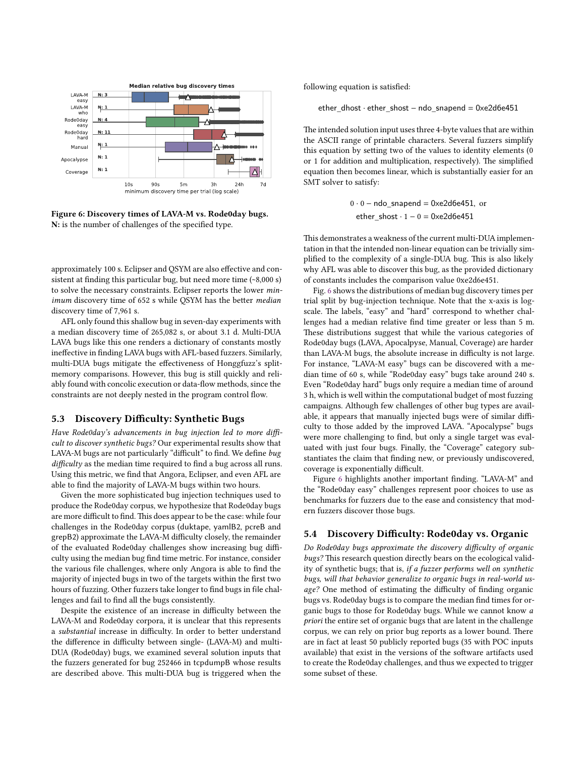Median relative bug discovery times

LAVA-M easy — N: 3
LAVA-M who — N: 1
Rode0day easy — N: 4
Rode0day hard — N: 11
Manual — N: 1
Apocalypse — N: 1
Coverage — N: 1

10s 90s 5m 3h 24h 7d

minimum discovery time per trial (log scale)

**Figure 6: Discovery times of LAVA-M vs. Rode0day bugs. N:** is the number of challenges of the specified type.

approximately 100 s. Eclipser and QSYM are also effective and consistent at finding this particular bug, but need more time (~8,000 s) to solve the necessary constraints. Eclipser reports the lower *minimum* discovery time of 652 s while QSYM has the better *median* discovery time of 7,961 s.

AFL only found this shallow bug in seven-day experiments with a median discovery time of 265,082 s, or about 3.1 d. Multi-DUA LAVA bugs like this one renders a dictionary of constants mostly ineffective in finding LAVA bugs with AFL-based fuzzers. Similarly, multi-DUA bugs mitigate the effectiveness of Honggfuzz's split-memory comparisons. However, this bug is still quickly and reliably found with concolic execution or data-flow methods, since the constraints are not deeply nested in the program control flow.

## 5.3 Discovery Difficulty: Synthetic Bugs

*Have Rode0day's advancements in bug injection led to more difficult to discover synthetic bugs?* Our experimental results show that LAVA-M bugs are not particularly "difficult" to find. We define *bug difficulty* as the median time required to find a bug across all runs. Using this metric, we find that Angora, Eclipser, and even AFL are able to find the majority of LAVA-M bugs within two hours.

Given the more sophisticated bug injection techniques used to produce the Rode0day corpus, we hypothesize that Rode0day bugs are more difficult to find. This does appear to be the case: while four challenges in the Rode0day corpus (duktape, yamlB2, pcreB and grepB2) approximate the LAVA-M difficulty closely, the remainder of the evaluated Rode0day challenges show increasing bug difficulty using the median bug find time metric. For instance, consider the various file challenges, where only Angora is able to find the majority of injected bugs in two of the targets within the first two hours of fuzzing. Other fuzzers take longer to find bugs in file challenges and fail to find all the bugs consistently.

Despite the existence of an increase in difficulty between the LAVA-M and Rode0day corpora, it is unclear that this represents a *substantial* increase in difficulty. In order to better understand the difference in difficulty between single- (LAVA-M) and multi-DUA (Rode0day) bugs, we examined several solution inputs that the fuzzers generated for bug 252466 in tcpdumpB whose results are described above. This multi-DUA bug is triggered when the following equation is satisfied:

$$\text{ether\_dhost} \cdot \text{ether\_shost} - \text{ndo\_snapend} = \text{0xe2d6e451}$$

The intended solution input uses three 4-byte values that are within the ASCII range of printable characters. Several fuzzers simplify this equation by setting two of the values to identity elements (0 or 1 for addition and multiplication, respectively). The simplified equation then becomes linear, which is substantially easier for an SMT solver to satisfy:

$$0 \cdot 0 - \text{ndo\_snapend} = \text{0xe2d6e451}, \text{ or}$$
$$\text{ether\_shost} \cdot 1 - 0 = \text{0xe2d6e451}$$

This demonstrates a weakness of the current multi-DUA implementation in that the intended non-linear equation can be trivially simplified to the complexity of a single-DUA bug. This is also likely why AFL was able to discover this bug, as the provided dictionary of constants includes the comparison value 0xe2d6e451.

Fig. 6 shows the distributions of median bug discovery times per trial split by bug-injection technique. Note that the x-axis is log-scale. The labels, "easy" and "hard" correspond to whether challenges had a median relative find time greater or less than 5 m. These distributions suggest that while the various categories of Rode0day bugs (LAVA, Apocalpyse, Manual, Coverage) are harder than LAVA-M bugs, the absolute increase in difficulty is not large. For instance, "LAVA-M easy" bugs can be discovered with a median time of 60 s, while "Rode0day easy" bugs take around 240 s. Even "Rode0day hard" bugs only require a median time of around 3 h, which is well within the computational budget of most fuzzing campaigns. Although few challenges of other bug types are available, it appears that manually injected bugs were of similar difficulty to those added by the improved LAVA. "Apocalypse" bugs were more challenging to find, but only a single target was evaluated with just four bugs. Finally, the "Coverage" category substantiates the claim that finding new, or previously undiscovered, coverage is exponentially difficult.

Figure 6 highlights another important finding. "LAVA-M" and the "Rode0day easy" challenges represent poor choices to use as benchmarks for fuzzers due to the ease and consistency that modern fuzzers discover those bugs.

## 5.4 Discovery Difficulty: Rode0day vs. Organic

*Do Rode0day bugs approximate the discovery difficulty of organic bugs?* This research question directly bears on the ecological validity of synthetic bugs; that is, *if a fuzzer performs well on synthetic bugs, will that behavior generalize to organic bugs in real-world usage?* One method of estimating the difficulty of finding organic bugs vs. Rode0day bugs is to compare the median find times for organic bugs to those for Rode0day bugs. While we cannot know *a priori* the entire set of organic bugs that are latent in the challenge corpus, we can rely on prior bug reports as a lower bound. There are in fact at least 50 publicly reported bugs (35 with POC inputs available) that exist in the versions of the software artifacts used to create the Rode0day challenges, and thus we expected to trigger some subset of these.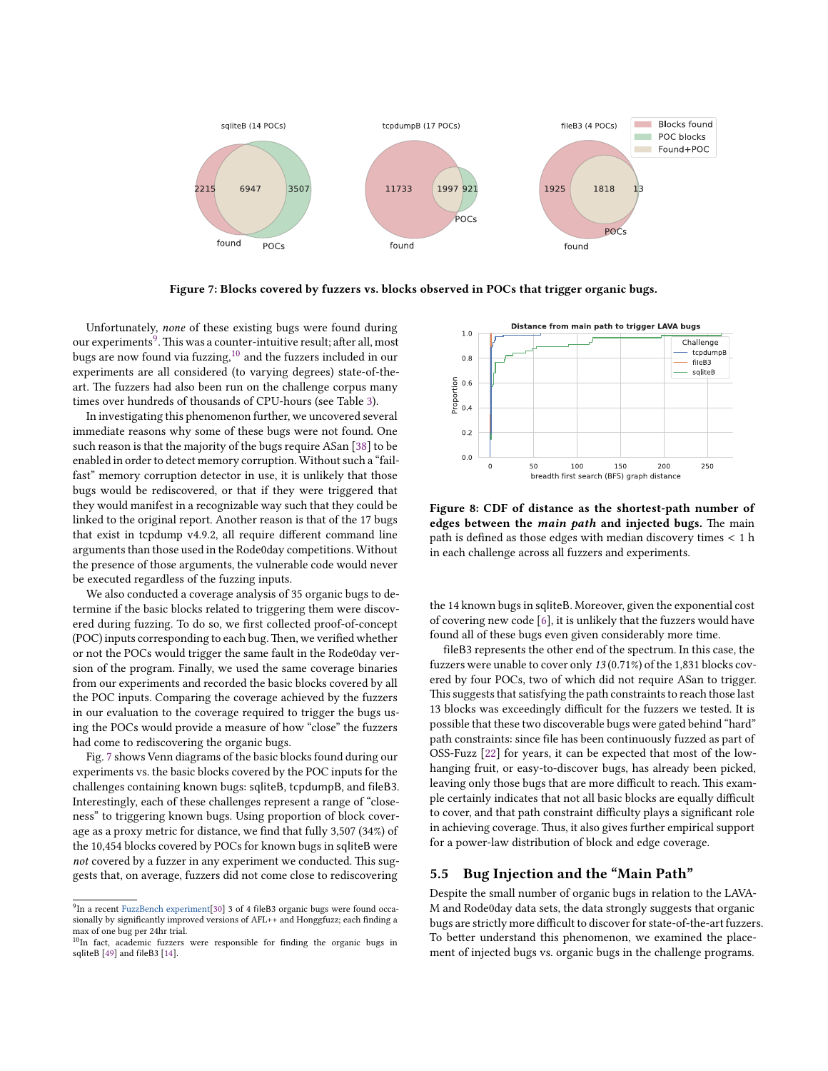sqliteB (14 POCs)

2215 6947 3507

found POCs

tcpdumpB (17 POCs)

11733 1997 921

found POCs

fileB3 (4 POCs)

1925 1818 13

found POCs

Blocks found
POC blocks
Found+POC

**Figure 7: Blocks covered by fuzzers vs. blocks observed in POCs that trigger organic bugs.**

Unfortunately, *none* of these existing bugs were found during our experiments[9]. This was a counter-intuitive result; after all, most bugs are now found via fuzzing,[10] and the fuzzers included in our experiments are all considered (to varying degrees) state-of-the-art. The fuzzers had also been run on the challenge corpus many times over hundreds of thousands of CPU-hours (see Table 3).

In investigating this phenomenon further, we uncovered several immediate reasons why some of these bugs were not found. One such reason is that the majority of the bugs require ASan [38] to be enabled in order to detect memory corruption. Without such a "fail-fast" memory corruption detector in use, it is unlikely that those bugs would be rediscovered, or that if they were triggered that they would manifest in a recognizable way such that they could be linked to the original report. Another reason is that of the 17 bugs that exist in tcpdump v4.9.2, all require different command line arguments than those used in the Rode0day competitions. Without the presence of those arguments, the vulnerable code would never be executed regardless of the fuzzing inputs.

We also conducted a coverage analysis of 35 organic bugs to determine if the basic blocks related to triggering them were discovered during fuzzing. To do so, we first collected proof-of-concept (POC) inputs corresponding to each bug. Then, we verified whether or not the POCs would trigger the same fault in the Rode0day version of the program. Finally, we used the same coverage binaries from our experiments and recorded the basic blocks covered by all the POC inputs. Comparing the coverage achieved by the fuzzers in our evaluation to the coverage required to trigger the bugs using the POCs would provide a measure of how "close" the fuzzers had come to rediscovering the organic bugs.

Fig. 7 shows Venn diagrams of the basic blocks found during our experiments vs. the basic blocks covered by the POC inputs for the challenges containing known bugs: sqliteB, tcpdumpB, and fileB3. Interestingly, each of these challenges represent a range of "closeness" to triggering known bugs. Using proportion of block coverage as a proxy metric for distance, we find that fully 3,507 (34%) of the 10,454 blocks covered by POCs for known bugs in sqliteB were *not* covered by a fuzzer in any experiment we conducted. This suggests that, on average, fuzzers did not come close to rediscovering the 14 known bugs in sqliteB. Moreover, given the exponential cost of covering new code [6], it is unlikely that the fuzzers would have found all of these bugs even given considerably more time.

fileB3 represents the other end of the spectrum. In this case, the fuzzers were unable to cover only *13* (0.71%) of the 1,831 blocks covered by four POCs, two of which did not require ASan to trigger. This suggests that satisfying the path constraints to reach those last 13 blocks was exceedingly difficult for the fuzzers we tested. It is possible that these two discoverable bugs were gated behind "hard" path constraints: since file has been continuously fuzzed as part of OSS-Fuzz [22] for years, it can be expected that most of the low-hanging fruit, or easy-to-discover bugs, has already been picked, leaving only those bugs that are more difficult to reach. This example certainly indicates that not all basic blocks are equally difficult to cover, and that path constraint difficulty plays a significant role in achieving coverage. Thus, it also gives further empirical support for a power-law distribution of block and edge coverage.

Distance from main path to trigger LAVA bugs

Challenge
tcpdumpB
fileB3
sqliteB

Proportion

0.0 0.2 0.4 0.6 0.8 1.0

0 50 100 150 200 250

breadth first search (BFS) graph distance

**Figure 8: CDF of distance as the shortest-path number of edges between the *main path* and injected bugs.** The main path is defined as those edges with median discovery times < 1 h in each challenge across all fuzzers and experiments.

## 5.5 Bug Injection and the "Main Path"

Despite the small number of organic bugs in relation to the LAVA-M and Rode0day data sets, the data strongly suggests that organic bugs are strictly more difficult to discover for state-of-the-art fuzzers. To better understand this phenomenon, we examined the placement of injected bugs vs. organic bugs in the challenge programs.

---

[9] In a recent FuzzBench experiment[30] 3 of 4 fileB3 organic bugs were found occasionally by significantly improved versions of AFL++ and Honggfuzz; each finding a max of one bug per 24hr trial.

[10] In fact, academic fuzzers were responsible for finding the organic bugs in sqliteB [49] and fileB3 [14].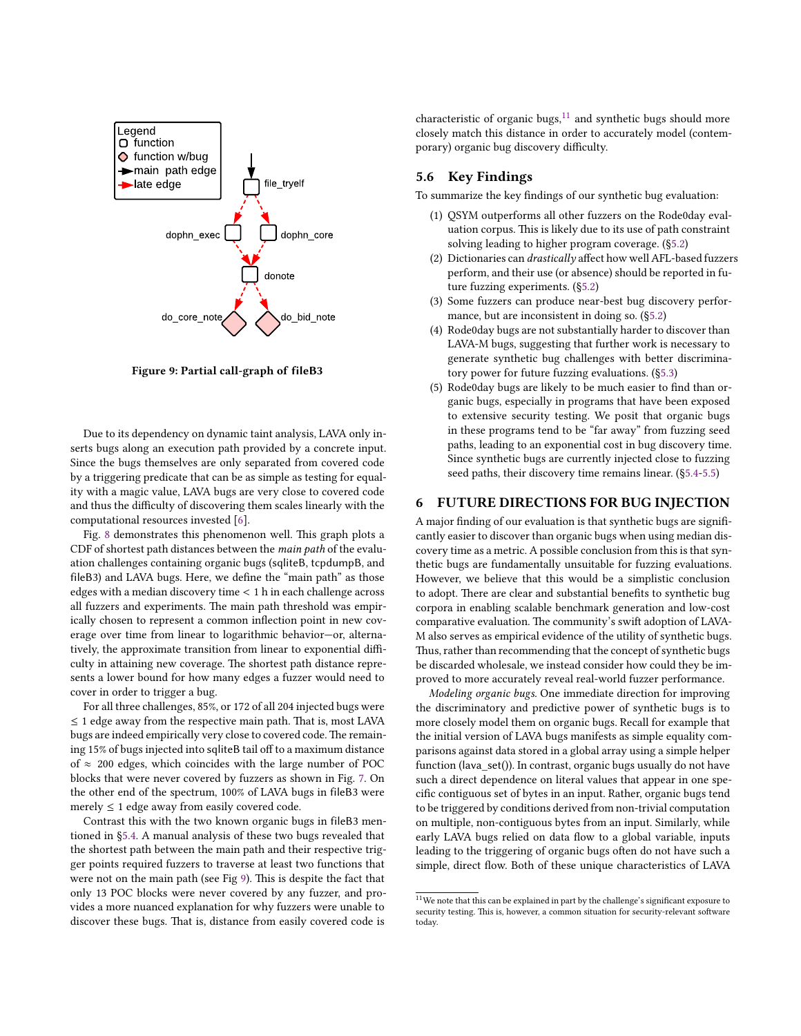Legend
function
function w/bug
main path edge
late edge

file_tryelf
dophn_exec
dophn_core
donote
do_core_note
do_bid_note

**Figure 9: Partial call-graph of fileB3**

Due to its dependency on dynamic taint analysis, LAVA only inserts bugs along an execution path provided by a concrete input. Since the bugs themselves are only separated from covered code by a triggering predicate that can be as simple as testing for equality with a magic value, LAVA bugs are very close to covered code and thus the difficulty of discovering them scales linearly with the computational resources invested [6].

Fig. 8 demonstrates this phenomenon well. This graph plots a CDF of shortest path distances between the *main path* of the evaluation challenges containing organic bugs (sqliteB, tcpdumpB, and fileB3) and LAVA bugs. Here, we define the "main path" as those edges with a median discovery time < 1 h in each challenge across all fuzzers and experiments. The main path threshold was empirically chosen to represent a common inflection point in new coverage over time from linear to logarithmic behavior—or, alternatively, the approximate transition from linear to exponential difficulty in attaining new coverage. The shortest path distance represents a lower bound for how many edges a fuzzer would need to cover in order to trigger a bug.

For all three challenges, 85%, or 172 of all 204 injected bugs were $\leq$ 1 edge away from the respective main path. That is, most LAVA bugs are indeed empirically very close to covered code. The remaining 15% of bugs injected into sqliteB tail off to a maximum distance of $\approx$ 200 edges, which coincides with the large number of POC blocks that were never covered by fuzzers as shown in Fig. 7. On the other end of the spectrum, 100% of LAVA bugs in fileB3 were merely $\leq$ 1 edge away from easily covered code.

Contrast this with the two known organic bugs in fileB3 mentioned in §5.4. A manual analysis of these two bugs revealed that the shortest path between the main path and their respective trigger points required fuzzers to traverse at least two functions that were not on the main path (see Fig 9). This is despite the fact that only 13 POC blocks were never covered by any fuzzer, and provides a more nuanced explanation for why fuzzers were unable to discover these bugs. That is, distance from easily covered code is characteristic of organic bugs,[11] and synthetic bugs should more closely match this distance in order to accurately model (contemporary) organic bug discovery difficulty.

## 5.6 Key Findings

To summarize the key findings of our synthetic bug evaluation:

1. QSYM outperforms all other fuzzers on the Rode0day evaluation corpus. This is likely due to its use of path constraint solving leading to higher program coverage. (§5.2)
2. Dictionaries can *drastically* affect how well AFL-based fuzzers perform, and their use (or absence) should be reported in future fuzzing experiments. (§5.2)
3. Some fuzzers can produce near-best bug discovery performance, but are inconsistent in doing so. (§5.2)
4. Rode0day bugs are not substantially harder to discover than LAVA-M bugs, suggesting that further work is necessary to generate synthetic bug challenges with better discriminatory power for future fuzzing evaluations. (§5.3)
5. Rode0day bugs are likely to be much easier to find than organic bugs, especially in programs that have been exposed to extensive security testing. We posit that organic bugs in these programs tend to be "far away" from fuzzing seed paths, leading to an exponential cost in bug discovery time. Since synthetic bugs are currently injected close to fuzzing seed paths, their discovery time remains linear. (§5.4-5.5)

# 6 FUTURE DIRECTIONS FOR BUG INJECTION

A major finding of our evaluation is that synthetic bugs are significantly easier to discover than organic bugs when using median discovery time as a metric. A possible conclusion from this is that synthetic bugs are fundamentally unsuitable for fuzzing evaluations. However, we believe that this would be a simplistic conclusion to adopt. There are clear and substantial benefits to synthetic bug corpora in enabling scalable benchmark generation and low-cost comparative evaluation. The community's swift adoption of LAVA-M also serves as empirical evidence of the utility of synthetic bugs. Thus, rather than recommending that the concept of synthetic bugs be discarded wholesale, we instead consider how could they be improved to more accurately reveal real-world fuzzer performance.

*Modeling organic bugs.* One immediate direction for improving the discriminatory and predictive power of synthetic bugs is to more closely model them on organic bugs. Recall for example that the initial version of LAVA bugs manifests as simple equality comparisons against data stored in a global array using a simple helper function (lava_set()). In contrast, organic bugs usually do not have such a direct dependence on literal values that appear in one specific contiguous set of bytes in an input. Rather, organic bugs tend to be triggered by conditions derived from non-trivial computation on multiple, non-contiguous bytes from an input. Similarly, while early LAVA bugs relied on data flow to a global variable, inputs leading to the triggering of organic bugs often do not have such a simple, direct flow. Both of these unique characteristics of LAVA

[11] We note that this can be explained in part by the challenge's significant exposure to security testing. This is, however, a common situation for security-relevant software today.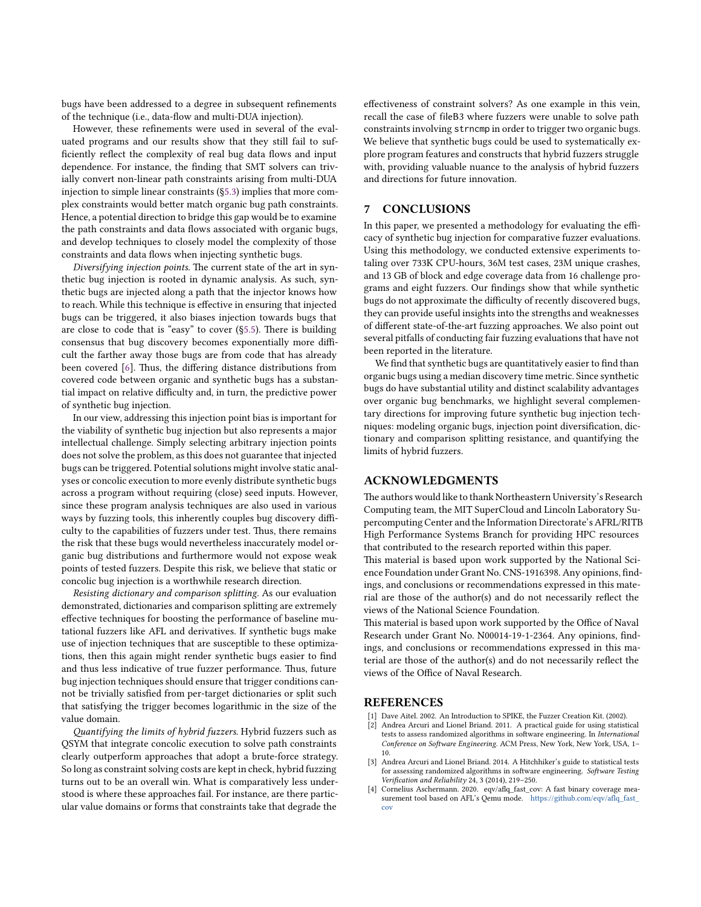bugs have been addressed to a degree in subsequent refinements of the technique (i.e., data-flow and multi-DUA injection).

However, these refinements were used in several of the evaluated programs and our results show that they still fail to sufficiently reflect the complexity of real bug data flows and input dependence. For instance, the finding that SMT solvers can trivially convert non-linear path constraints arising from multi-DUA injection to simple linear constraints (§5.3) implies that more complex constraints would better match organic bug path constraints. Hence, a potential direction to bridge this gap would be to examine the path constraints and data flows associated with organic bugs, and develop techniques to closely model the complexity of those constraints and data flows when injecting synthetic bugs.

*Diversifying injection points.* The current state of the art in synthetic bug injection is rooted in dynamic analysis. As such, synthetic bugs are injected along a path that the injector knows how to reach. While this technique is effective in ensuring that injected bugs can be triggered, it also biases injection towards bugs that are close to code that is "easy" to cover (§5.5). There is building consensus that bug discovery becomes exponentially more difficult the farther away those bugs are from code that has already been covered [6]. Thus, the differing distance distributions from covered code between organic and synthetic bugs has a substantial impact on relative difficulty and, in turn, the predictive power of synthetic bug injection.

In our view, addressing this injection point bias is important for the viability of synthetic bug injection but also represents a major intellectual challenge. Simply selecting arbitrary injection points does not solve the problem, as this does not guarantee that injected bugs can be triggered. Potential solutions might involve static analyses or concolic execution to more evenly distribute synthetic bugs across a program without requiring (close) seed inputs. However, since these program analysis techniques are also used in various ways by fuzzing tools, this inherently couples bug discovery difficulty to the capabilities of fuzzers under test. Thus, there remains the risk that these bugs would nevertheless inaccurately model organic bug distributions and furthermore would not expose weak points of tested fuzzers. Despite this risk, we believe that static or concolic bug injection is a worthwhile research direction.

*Resisting dictionary and comparison splitting.* As our evaluation demonstrated, dictionaries and comparison splitting are extremely effective techniques for boosting the performance of baseline mutational fuzzers like AFL and derivatives. If synthetic bugs make use of injection techniques that are susceptible to these optimizations, then this again might render synthetic bugs easier to find and thus less indicative of true fuzzer performance. Thus, future bug injection techniques should ensure that trigger conditions cannot be trivially satisfied from per-target dictionaries or split such that satisfying the trigger becomes logarithmic in the size of the value domain.

*Quantifying the limits of hybrid fuzzers.* Hybrid fuzzers such as QSYM that integrate concolic execution to solve path constraints clearly outperform approaches that adopt a brute-force strategy. So long as constraint solving costs are kept in check, hybrid fuzzing turns out to be an overall win. What is comparatively less understood is where these approaches fail. For instance, are there particular value domains or forms that constraints take that degrade the effectiveness of constraint solvers? As one example in this vein, recall the case of fileB3 where fuzzers were unable to solve path constraints involving `strncmp` in order to trigger two organic bugs. We believe that synthetic bugs could be used to systematically explore program features and constructs that hybrid fuzzers struggle with, providing valuable nuance to the analysis of hybrid fuzzers and directions for future innovation.

## 7 CONCLUSIONS

In this paper, we presented a methodology for evaluating the efficacy of synthetic bug injection for comparative fuzzer evaluations. Using this methodology, we conducted extensive experiments totaling over 733K CPU-hours, 36M test cases, 23M unique crashes, and 13 GB of block and edge coverage data from 16 challenge programs and eight fuzzers. Our findings show that while synthetic bugs do not approximate the difficulty of recently discovered bugs, they can provide useful insights into the strengths and weaknesses of different state-of-the-art fuzzing approaches. We also point out several pitfalls of conducting fair fuzzing evaluations that have not been reported in the literature.

We find that synthetic bugs are quantitatively easier to find than organic bugs using a median discovery time metric. Since synthetic bugs do have substantial utility and distinct scalability advantages over organic bug benchmarks, we highlight several complementary directions for improving future synthetic bug injection techniques: modeling organic bugs, injection point diversification, dictionary and comparison splitting resistance, and quantifying the limits of hybrid fuzzers.

## ACKNOWLEDGMENTS

The authors would like to thank Northeastern University's Research Computing team, the MIT SuperCloud and Lincoln Laboratory Supercomputing Center and the Information Directorate's AFRL/RITB High Performance Systems Branch for providing HPC resources that contributed to the research reported within this paper.

This material is based upon work supported by the National Science Foundation under Grant No. CNS-1916398. Any opinions, findings, and conclusions or recommendations expressed in this material are those of the author(s) and do not necessarily reflect the views of the National Science Foundation.

This material is based upon work supported by the Office of Naval Research under Grant No. N00014-19-1-2364. Any opinions, findings, and conclusions or recommendations expressed in this material are those of the author(s) and do not necessarily reflect the views of the Office of Naval Research.

## REFERENCES

[1] Dave Aitel. 2002. An Introduction to SPIKE, the Fuzzer Creation Kit. (2002).

[2] Andrea Arcuri and Lionel Briand. 2011. A practical guide for using statistical tests to assess randomized algorithms in software engineering. In *International Conference on Software Engineering*. ACM Press, New York, New York, USA, 1–10.

[3] Andrea Arcuri and Lionel Briand. 2014. A Hitchhiker's guide to statistical tests for assessing randomized algorithms in software engineering. *Software Testing Verification and Reliability* 24, 3 (2014), 219–250.

[4] Cornelius Aschermann. 2020. eqv/aflq_fast_cov: A fast binary coverage measurement tool based on AFL's Qemu mode. https://github.com/eqv/aflq_fast_cov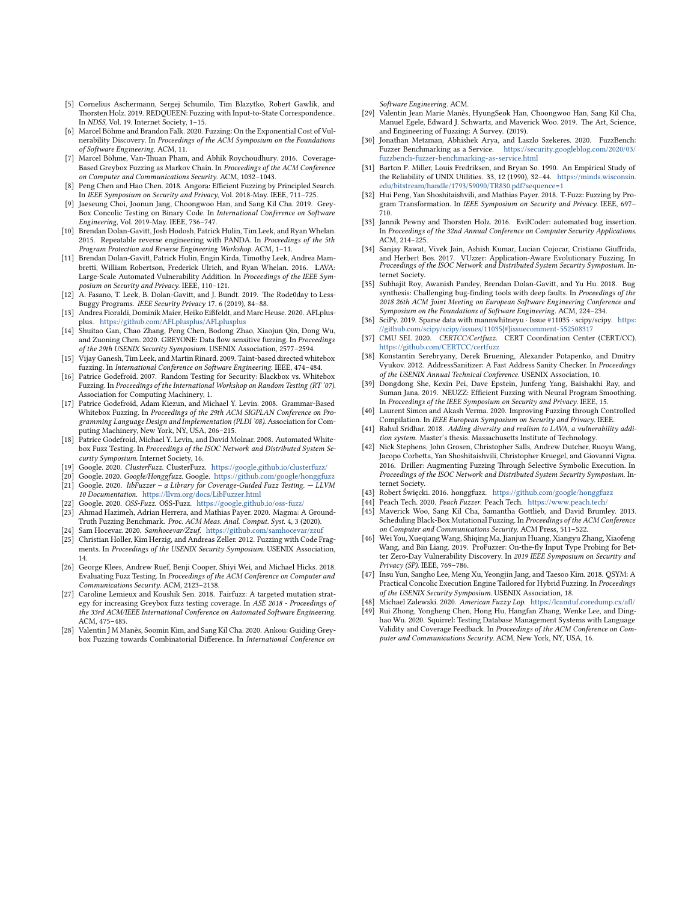- [5] Cornelius Aschermann, Sergej Schumilo, Tim Blazytko, Robert Gawlik, and Thorsten Holz. 2019. REDQUEEN: Fuzzing with Input-to-State Correspondence.. In *NDSS*, Vol. 19. Internet Society, 1–15.
- [6] Marcel Böhme and Brandon Falk. 2020. Fuzzing: On the Exponential Cost of Vulnerability Discovery. In *Proceedings of the ACM Symposium on the Foundations of Software Engineering*. ACM, 11.
- [7] Marcel Böhme, Van-Thuan Pham, and Abhik Roychoudhury. 2016. Coverage-Based Greybox Fuzzing as Markov Chain. In *Proceedings of the ACM Conference on Computer and Communications Security*. ACM, 1032–1043.
- [8] Peng Chen and Hao Chen. 2018. Angora: Efficient Fuzzing by Principled Search. In *IEEE Symposium on Security and Privacy*, Vol. 2018-May. IEEE, 711–725.
- [9] Jaeseung Choi, Joonun Jang, Choongwoo Han, and Sang Kil Cha. 2019. Grey-Box Concolic Testing on Binary Code. In *International Conference on Software Engineering*, Vol. 2019-May. IEEE, 736–747.
- [10] Brendan Dolan-Gavitt, Josh Hodosh, Patrick Hulin, Tim Leek, and Ryan Whelan. 2015. Repeatable reverse engineering with PANDA. In *Proceedings of the 5th Program Protection and Reverse Engineering Workshop*. ACM, 1–11.
- [11] Brendan Dolan-Gavitt, Patrick Hulin, Engin Kirda, Timothy Leek, Andrea Mambretti, William Robertson, Frederick Ulrich, and Ryan Whelan. 2016. LAVA: Large-Scale Automated Vulnerability Addition. In *Proceedings of the IEEE Symposium on Security and Privacy*. IEEE, 110–121.
- [12] A. Fasano, T. Leek, B. Dolan-Gavitt, and J. Bundt. 2019. The Rode0day to Less-Buggy Programs. *IEEE Security Privacy* 17, 6 (2019), 84–88.
- [13] Andrea Fioraldi, Dominik Maier, Heiko Eißfeldt, and Marc Heuse. 2020. AFLplusplus. https://github.com/AFLplusplus/AFLplusplus
- [14] Shuitao Gan, Chao Zhang, Peng Chen, Bodong Zhao, Xiaojun Qin, Dong Wu, and Zuoning Chen. 2020. GREYONE: Data flow sensitive fuzzing. In *Proceedings of the 29th USENIX Security Symposium*. USENIX Association, 2577–2594.
- [15] Vijay Ganesh, Tim Leek, and Martin Rinard. 2009. Taint-based directed whitebox fuzzing. In *International Conference on Software Engineering*. IEEE, 474–484.
- [16] Patrice Godefroid. 2007. Random Testing for Security: Blackbox vs. Whitebox Fuzzing. In *Proceedings of the International Workshop on Random Testing (RT '07)*. Association for Computing Machinery, 1.
- [17] Patrice Godefroid, Adam Kiezun, and Michael Y. Levin. 2008. Grammar-Based Whitebox Fuzzing. In *Proceedings of the 29th ACM SIGPLAN Conference on Programming Language Design and Implementation (PLDI '08)*. Association for Computing Machinery, New York, NY, USA, 206–215.
- [18] Patrice Godefroid, Michael Y. Levin, and David Molnar. 2008. Automated Whitebox Fuzz Testing. In *Proceedings of the ISOC Network and Distributed System Security Symposium*. Internet Society, 16.
- [19] Google. 2020. *ClusterFuzz*. ClusterFuzz. https://google.github.io/clusterfuzz/
- [20] Google. 2020. *Google/Honggfuzz*. Google. https://github.com/google/honggfuzz
- [21] Google. 2020. *libFuzzer – a Library for Coverage-Guided Fuzz Testing. — LLVM 10 Documentation*. https://llvm.org/docs/LibFuzzer.html
- [22] Google. 2020. *OSS-Fuzz*. OSS-Fuzz. https://google.github.io/oss-fuzz/
- [23] Ahmad Hazimeh, Adrian Herrera, and Mathias Payer. 2020. Magma: A Ground-Truth Fuzzing Benchmark. *Proc. ACM Meas. Anal. Comput. Syst.* 4, 3 (2020).
- [24] Sam Hocevar. 2020. *Samhocevar/Zzuf*. https://github.com/samhocevar/zzuf
- [25] Christian Holler, Kim Herzig, and Andreas Zeller. 2012. Fuzzing with Code Fragments. In *Proceedings of the USENIX Security Symposium*. USENIX Association, 14.
- [26] George Klees, Andrew Ruef, Benji Cooper, Shiyi Wei, and Michael Hicks. 2018. Evaluating Fuzz Testing. In *Proceedings of the ACM Conference on Computer and Communications Security*. ACM, 2123–2138.
- [27] Caroline Lemieux and Koushik Sen. 2018. Fairfuzz: A targeted mutation strategy for increasing Greybox fuzz testing coverage. In *ASE 2018 - Proceedings of the 33rd ACM/IEEE International Conference on Automated Software Engineering*. ACM, 475–485.
- [28] Valentin J M Manès, Soomin Kim, and Sang Kil Cha. 2020. Ankou: Guiding Greybox Fuzzing towards Combinatorial Difference. In *International Conference on Software Engineering*. ACM.
- [29] Valentin Jean Marie Manès, HyungSeok Han, Choongwoo Han, Sang Kil Cha, Manuel Egele, Edward J. Schwartz, and Maverick Woo. 2019. The Art, Science, and Engineering of Fuzzing: A Survey. (2019).
- [30] Jonathan Metzman, Abhishek Arya, and Laszlo Szekeres. 2020. FuzzBench: Fuzzer Benchmarking as a Service. https://security.googleblog.com/2020/03/fuzzbench-fuzzer-benchmarking-as-service.html
- [31] Barton P. Miller, Louis Fredriksen, and Bryan So. 1990. An Empirical Study of the Reliability of UNIX Utilities. 33, 12 (1990), 32–44. https://minds.wisconsin.edu/bitstream/handle/1793/59090/TR830.pdf?sequence=1
- [32] Hui Peng, Yan Shoshitaishvili, and Mathias Payer. 2018. T-Fuzz: Fuzzing by Program Transformation. In *IEEE Symposium on Security and Privacy*. IEEE, 697–710.
- [33] Jannik Pewny and Thorsten Holz. 2016. EvilCoder: automated bug insertion. In *Proceedings of the 32nd Annual Conference on Computer Security Applications*. ACM, 214–225.
- [34] Sanjay Rawat, Vivek Jain, Ashish Kumar, Lucian Cojocar, Cristiano Giuffrida, and Herbert Bos. 2017. VUzzer: Application-Aware Evolutionary Fuzzing. In *Proceedings of the ISOC Network and Distributed System Security Symposium*. Internet Society.
- [35] Subhajit Roy, Awanish Pandey, Brendan Dolan-Gavitt, and Yu Hu. 2018. Bug synthesis: Challenging bug-finding tools with deep faults. In *Proceedings of the 2018 26th ACM Joint Meeting on European Software Engineering Conference and Symposium on the Foundations of Software Engineering*. ACM, 224–234.
- [36] SciPy. 2019. Sparse data with mannwhitneyu · Issue #11035 · scipy/scipy. https://github.com/scipy/scipy/issues/11035{#}issuecomment-552508317
- [37] CMU SEI. 2020. *CERTCC/Certfuzz*. CERT Coordination Center (CERT/CC). https://github.com/CERTCC/certfuzz
- [38] Konstantin Serebryany, Derek Bruening, Alexander Potapenko, and Dmitry Vyukov. 2012. AddressSanitizer: A Fast Address Sanity Checker. In *Proceedings of the USENIX Annual Technical Conference*. USENIX Association, 10.
- [39] Dongdong She, Kexin Pei, Dave Epstein, Junfeng Yang, Baishakhi Ray, and Suman Jana. 2019. NEUZZ: Efficient Fuzzing with Neural Program Smoothing. In *Proceedings of the IEEE Symposium on Security and Privacy*. IEEE, 15.
- [40] Laurent Simon and Akash Verma. 2020. Improving Fuzzing through Controlled Compilation. In *IEEE European Symposium on Security and Privacy*. IEEE.
- [41] Rahul Sridhar. 2018. *Adding diversity and realism to LAVA, a vulnerability addition system*. Master's thesis. Massachusetts Institute of Technology.
- [42] Nick Stephens, John Grosen, Christopher Salls, Andrew Dutcher, Ruoyu Wang, Jacopo Corbetta, Yan Shoshitaishvili, Christopher Kruegel, and Giovanni Vigna. 2016. Driller: Augmenting Fuzzing Through Selective Symbolic Execution. In *Proceedings of the ISOC Network and Distributed System Security Symposium*. Internet Society.
- [43] Robert Święcki. 2016. honggfuzz. https://github.com/google/honggfuzz
- [44] Peach Tech. 2020. *Peach Fuzzer*. Peach Tech. https://www.peach.tech/
- [45] Maverick Woo, Sang Kil Cha, Samantha Gottlieb, and David Brumley. 2013. Scheduling Black-Box Mutational Fuzzing. In *Proceedings of the ACM Conference on Computer and Communications Security*. ACM Press, 511–522.
- [46] Wei You, Xueqiang Wang, Shiqing Ma, Jianjun Huang, Xiangyu Zhang, Xiaofeng Wang, and Bin Liang. 2019. ProFuzzer: On-the-fly Input Type Probing for Better Zero-Day Vulnerability Discovery. In *2019 IEEE Symposium on Security and Privacy (SP)*. IEEE, 769–786.
- [47] Insu Yun, Sangho Lee, Meng Xu, Yeongjin Jang, and Taesoo Kim. 2018. QSYM: A Practical Concolic Execution Engine Tailored for Hybrid Fuzzing. In *Proceedings of the USENIX Security Symposium*. USENIX Association, 18.
- [48] Michael Zalewski. 2020. *American Fuzzy Lop*. https://lcamtuf.coredump.cx/afl/
- [49] Rui Zhong, Yongheng Chen, Hong Hu, Hangfan Zhang, Wenke Lee, and Dinghao Wu. 2020. Squirrel: Testing Database Management Systems with Language Validity and Coverage Feedback. In *Proceedings of the ACM Conference on Computer and Communications Security*. ACM, New York, NY, USA, 16.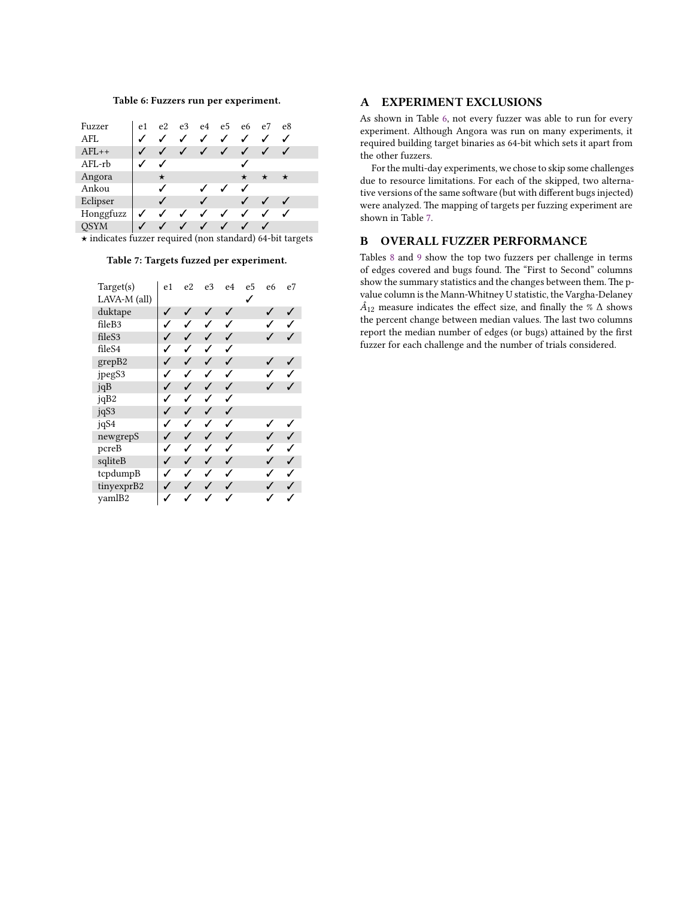**Table 6: Fuzzers run per experiment.**

| Fuzzer | e1 | e2 | e3 | e4 | e5 | e6 | e7 | e8 |
|---|---|---|---|---|---|---|---|---|
| AFL | ✓ | ✓ | ✓ | ✓ | ✓ | ✓ | ✓ | ✓ |
| AFL++ | ✓ | ✓ | ✓ | ✓ | ✓ | ✓ | ✓ | ✓ |
| AFL-rb | ✓ | ✓ | | | | ✓ | | |
| Angora | | ⋆ | | | | ⋆ | ⋆ | ⋆ |
| Ankou | | ✓ | | ✓ | ✓ | ✓ | | |
| Eclipser | | ✓ | | ✓ | | ✓ | ✓ | ✓ |
| Honggfuzz | ✓ | ✓ | ✓ | ✓ | ✓ | ✓ | ✓ | ✓ |
| QSYM | ✓ | ✓ | ✓ | ✓ | ✓ | ✓ | ✓ | |

⋆ indicates fuzzer required (non standard) 64-bit targets

**Table 7: Targets fuzzed per experiment.**

| Target(s) | e1 | e2 | e3 | e4 | e5 | e6 | e7 |
|---|---|---|---|---|---|---|---|
| LAVA-M (all) | | | | | ✓ | | |
| duktape | ✓ | ✓ | ✓ | ✓ | | ✓ | ✓ |
| fileB3 | ✓ | ✓ | ✓ | ✓ | | ✓ | ✓ |
| fileS3 | ✓ | ✓ | ✓ | ✓ | | ✓ | ✓ |
| fileS4 | ✓ | ✓ | ✓ | ✓ | | | |
| grepB2 | ✓ | ✓ | ✓ | ✓ | | ✓ | ✓ |
| jpegS3 | ✓ | ✓ | ✓ | ✓ | | ✓ | ✓ |
| jqB | ✓ | ✓ | ✓ | ✓ | | ✓ | ✓ |
| jqB2 | ✓ | ✓ | ✓ | ✓ | | | |
| jqS3 | ✓ | ✓ | ✓ | ✓ | | | |
| jqS4 | ✓ | ✓ | ✓ | ✓ | | ✓ | ✓ |
| newgrepS | ✓ | ✓ | ✓ | ✓ | | ✓ | ✓ |
| pcreB | ✓ | ✓ | ✓ | ✓ | | ✓ | ✓ |
| sqliteB | ✓ | ✓ | ✓ | ✓ | | ✓ | ✓ |
| tcpdumpB | ✓ | ✓ | ✓ | ✓ | | ✓ | ✓ |
| tinyexprB2 | ✓ | ✓ | ✓ | ✓ | | ✓ | ✓ |
| yamlB2 | ✓ | ✓ | ✓ | ✓ | | ✓ | ✓ |

# A EXPERIMENT EXCLUSIONS

As shown in Table 6, not every fuzzer was able to run for every experiment. Although Angora was run on many experiments, it required building target binaries as 64-bit which sets it apart from the other fuzzers.

For the multi-day experiments, we chose to skip some challenges due to resource limitations. For each of the skipped, two alternative versions of the same software (but with different bugs injected) were analyzed. The mapping of targets per fuzzing experiment are shown in Table 7.

# B OVERALL FUZZER PERFORMANCE

Tables 8 and 9 show the top two fuzzers per challenge in terms of edges covered and bugs found. The "First to Second" columns show the summary statistics and the changes between them. The p-value column is the Mann-Whitney U statistic, the Vargha-Delaney $\hat{A}_{12}$ measure indicates the effect size, and finally the % $\Delta$ shows the percent change between median values. The last two columns report the median number of edges (or bugs) attained by the first fuzzer for each challenge and the number of trials considered.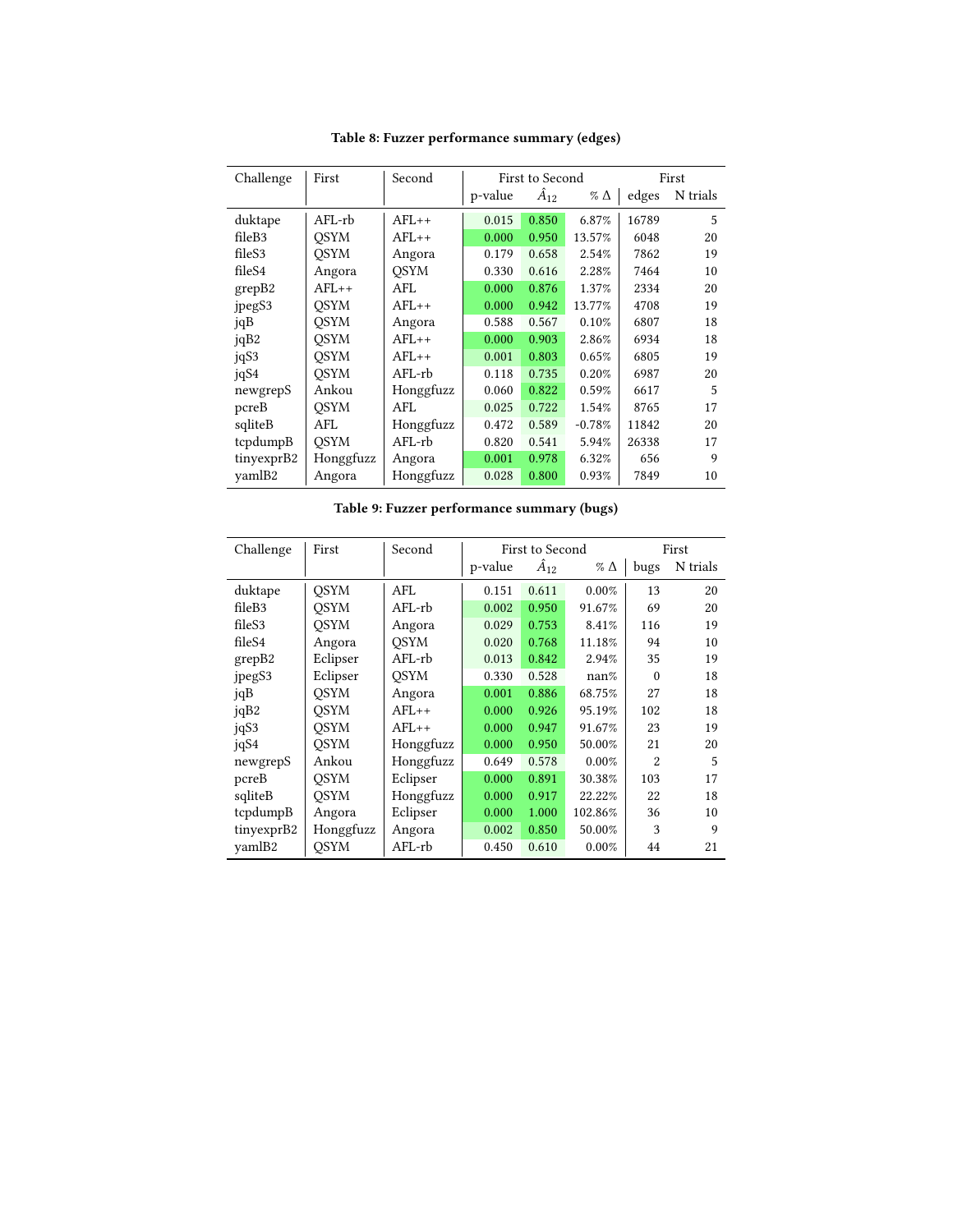**Table 8: Fuzzer performance summary (edges)**

| Challenge | First | Second | First to Second | | | First | |
|---|---|---|---|---|---|---|---|
| | | | p-value | $\hat{A}_{12}$ | % Δ | edges | N trials |
| duktape | AFL-rb | AFL++ | 0.015 | 0.850 | 6.87% | 16789 | 5 |
| fileB3 | QSYM | AFL++ | 0.000 | 0.950 | 13.57% | 6048 | 20 |
| fileS3 | QSYM | Angora | 0.179 | 0.658 | 2.54% | 7862 | 19 |
| fileS4 | Angora | QSYM | 0.330 | 0.616 | 2.28% | 7464 | 10 |
| grepB2 | AFL++ | AFL | 0.000 | 0.876 | 1.37% | 2334 | 20 |
| jpegS3 | QSYM | AFL++ | 0.000 | 0.942 | 13.77% | 4708 | 19 |
| jqB | QSYM | Angora | 0.588 | 0.567 | 0.10% | 6807 | 18 |
| jqB2 | QSYM | AFL++ | 0.000 | 0.903 | 2.86% | 6934 | 18 |
| jqS3 | QSYM | AFL++ | 0.001 | 0.803 | 0.65% | 6805 | 19 |
| jqS4 | QSYM | AFL-rb | 0.118 | 0.735 | 0.20% | 6987 | 20 |
| newgrepS | Ankou | Honggfuzz | 0.060 | 0.822 | 0.59% | 6617 | 5 |
| pcreB | QSYM | AFL | 0.025 | 0.722 | 1.54% | 8765 | 17 |
| sqliteB | AFL | Honggfuzz | 0.472 | 0.589 | -0.78% | 11842 | 20 |
| tcpdumpB | QSYM | AFL-rb | 0.820 | 0.541 | 5.94% | 26338 | 17 |
| tinyexprB2 | Honggfuzz | Angora | 0.001 | 0.978 | 6.32% | 656 | 9 |
| yamlB2 | Angora | Honggfuzz | 0.028 | 0.800 | 0.93% | 7849 | 10 |

**Table 9: Fuzzer performance summary (bugs)**

| Challenge | First | Second | First to Second | | | First | |
|---|---|---|---|---|---|---|---|
| | | | p-value | $\hat{A}_{12}$ | % Δ | bugs | N trials |
| duktape | QSYM | AFL | 0.151 | 0.611 | 0.00% | 13 | 20 |
| fileB3 | QSYM | AFL-rb | 0.002 | 0.950 | 91.67% | 69 | 20 |
| fileS3 | QSYM | Angora | 0.029 | 0.753 | 8.41% | 116 | 19 |
| fileS4 | Angora | QSYM | 0.020 | 0.768 | 11.18% | 94 | 10 |
| grepB2 | Eclipser | AFL-rb | 0.013 | 0.842 | 2.94% | 35 | 19 |
| jpegS3 | Eclipser | QSYM | 0.330 | 0.528 | nan% | 0 | 18 |
| jqB | QSYM | Angora | 0.001 | 0.886 | 68.75% | 27 | 18 |
| jqB2 | QSYM | AFL++ | 0.000 | 0.926 | 95.19% | 102 | 18 |
| jqS3 | QSYM | AFL++ | 0.000 | 0.947 | 91.67% | 23 | 19 |
| jqS4 | QSYM | Honggfuzz | 0.000 | 0.950 | 50.00% | 21 | 20 |
| newgrepS | Ankou | Honggfuzz | 0.649 | 0.578 | 0.00% | 2 | 5 |
| pcreB | QSYM | Eclipser | 0.000 | 0.891 | 30.38% | 103 | 17 |
| sqliteB | QSYM | Honggfuzz | 0.000 | 0.917 | 22.22% | 22 | 18 |
| tcpdumpB | Angora | Eclipser | 0.000 | 1.000 | 102.86% | 36 | 10 |
| tinyexprB2 | Honggfuzz | Angora | 0.002 | 0.850 | 50.00% | 3 | 9 |
| yamlB2 | QSYM | AFL-rb | 0.450 | 0.610 | 0.00% | 44 | 21 |